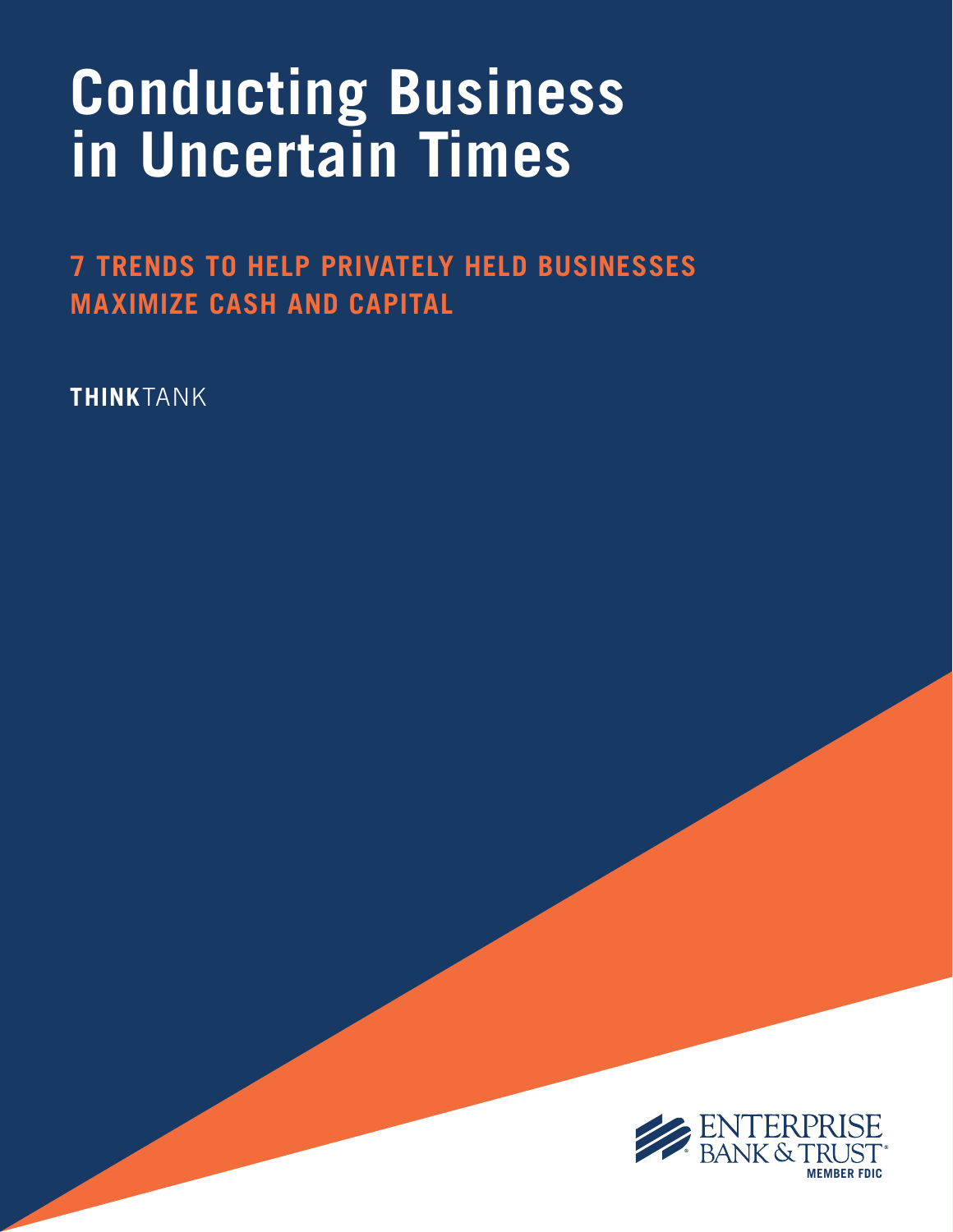# Conducting Business in Uncertain Times

## 7 TRENDS TO HELP PRIVATELY HELD BUSINESSES MAXIMIZE CASH AND CAPITAL

**THINK**TANK

ENTERPRISE BANK & TRUST®
MEMBER FDIC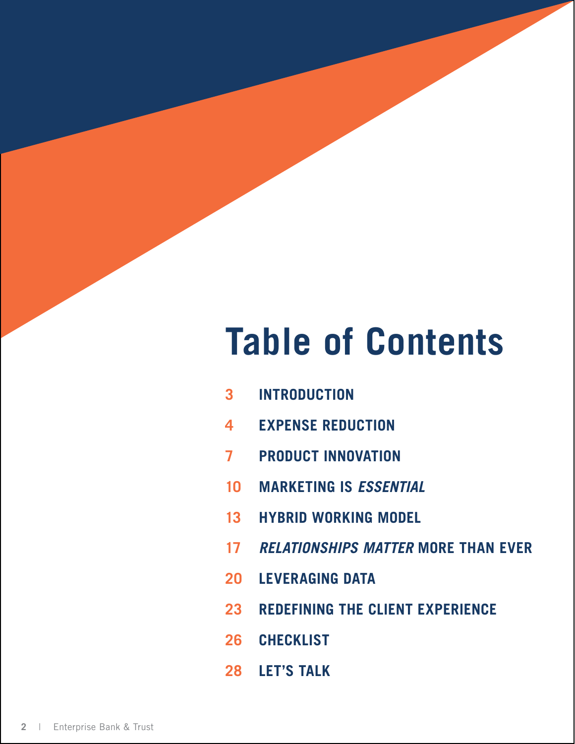# Table of Contents

3 INTRODUCTION

4 EXPENSE REDUCTION

7 PRODUCT INNOVATION

10 MARKETING IS *ESSENTIAL*

13 HYBRID WORKING MODEL

17 *RELATIONSHIPS MATTER* MORE THAN EVER

20 LEVERAGING DATA

23 REDEFINING THE CLIENT EXPERIENCE

26 CHECKLIST

28 LET'S TALK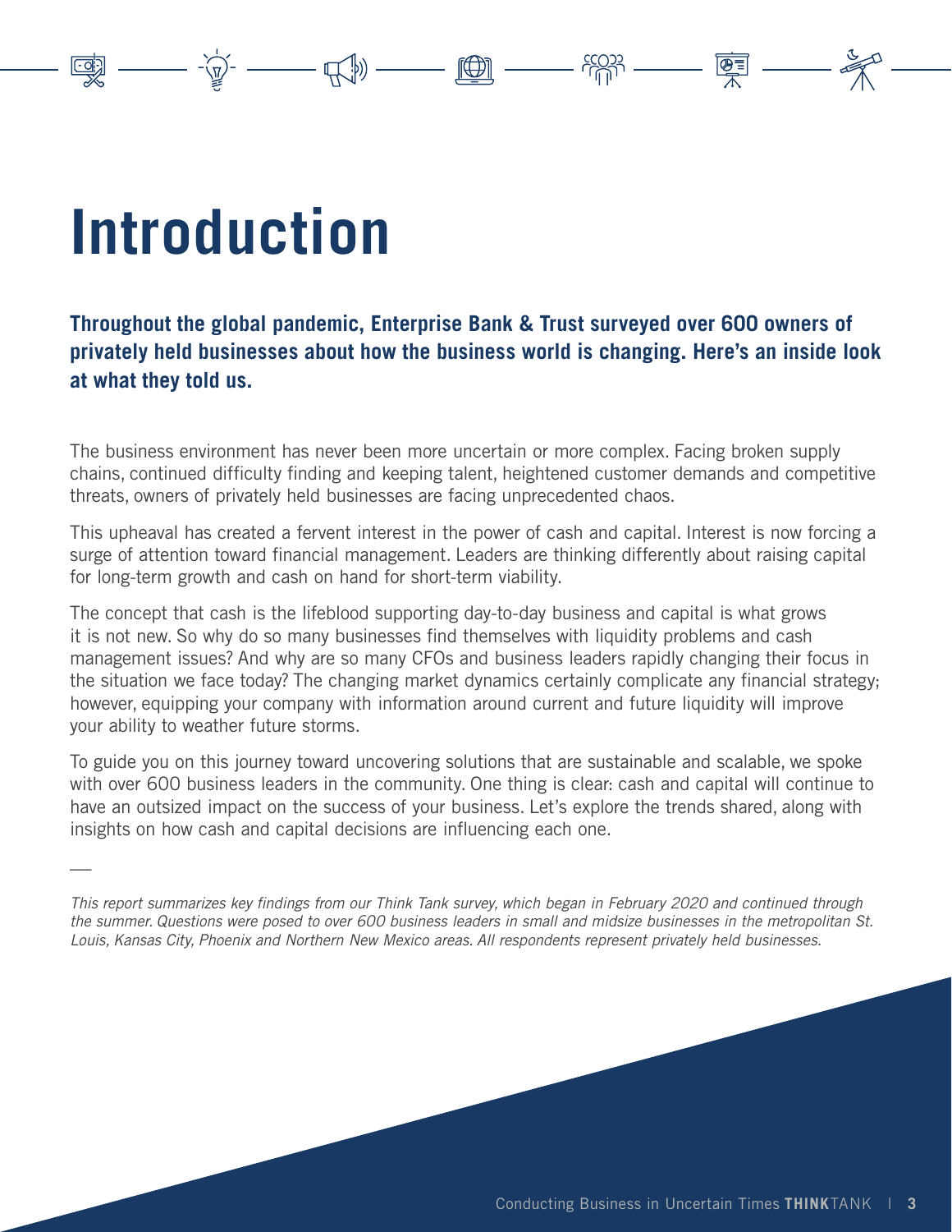# Introduction

**Throughout the global pandemic, Enterprise Bank & Trust surveyed over 600 owners of privately held businesses about how the business world is changing. Here's an inside look at what they told us.**

The business environment has never been more uncertain or more complex. Facing broken supply chains, continued difficulty finding and keeping talent, heightened customer demands and competitive threats, owners of privately held businesses are facing unprecedented chaos.

This upheaval has created a fervent interest in the power of cash and capital. Interest is now forcing a surge of attention toward financial management. Leaders are thinking differently about raising capital for long-term growth and cash on hand for short-term viability.

The concept that cash is the lifeblood supporting day-to-day business and capital is what grows it is not new. So why do so many businesses find themselves with liquidity problems and cash management issues? And why are so many CFOs and business leaders rapidly changing their focus in the situation we face today? The changing market dynamics certainly complicate any financial strategy; however, equipping your company with information around current and future liquidity will improve your ability to weather future storms.

To guide you on this journey toward uncovering solutions that are sustainable and scalable, we spoke with over 600 business leaders in the community. One thing is clear: cash and capital will continue to have an outsized impact on the success of your business. Let's explore the trends shared, along with insights on how cash and capital decisions are influencing each one.

*This report summarizes key findings from our Think Tank survey, which began in February 2020 and continued through the summer. Questions were posed to over 600 business leaders in small and midsize businesses in the metropolitan St. Louis, Kansas City, Phoenix and Northern New Mexico areas. All respondents represent privately held businesses.*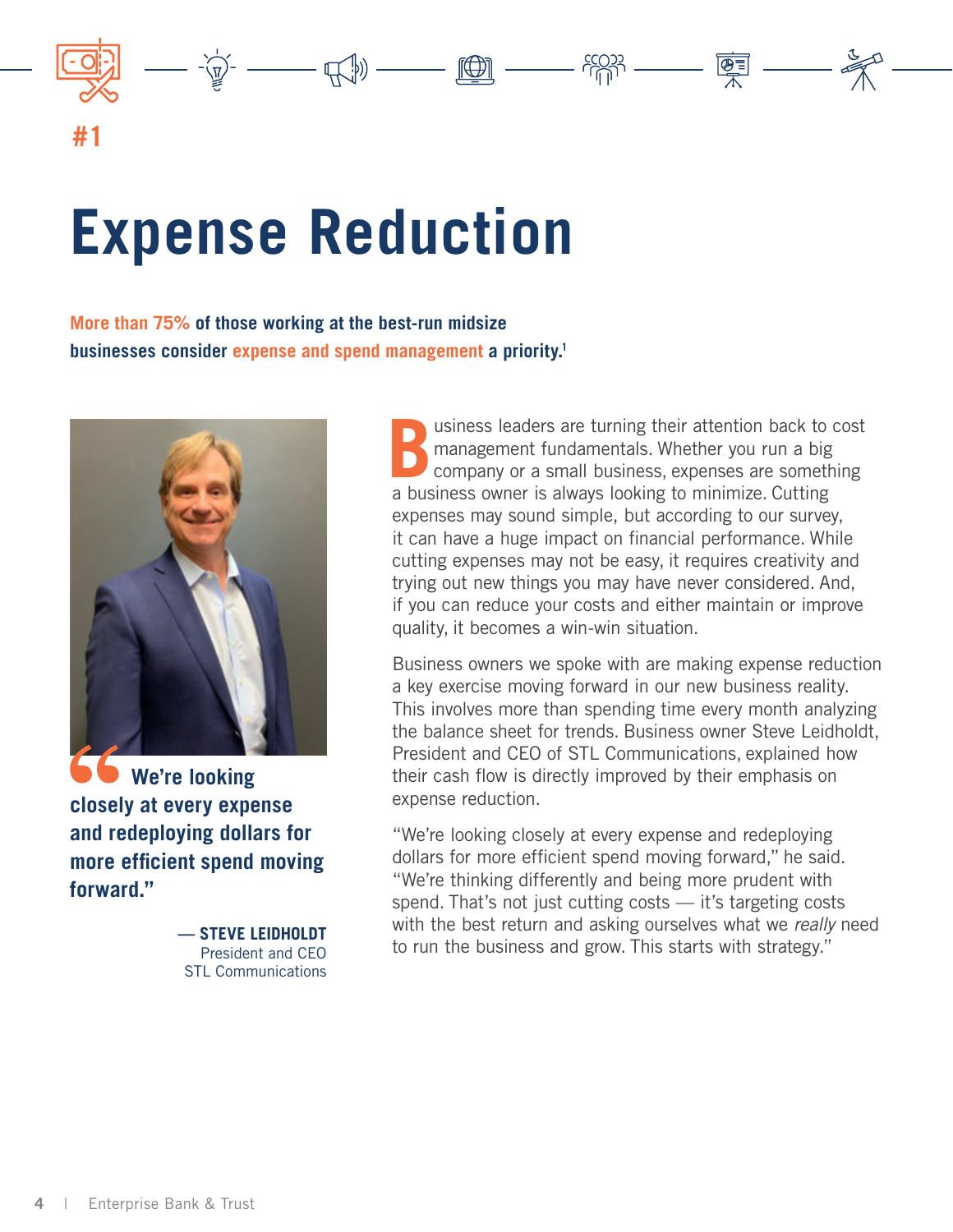#1

# Expense Reduction

**More than 75% of those working at the best-run midsize businesses consider expense and spend management a priority.[1]**

> **"We're looking closely at every expense and redeploying dollars for more efficient spend moving forward."**
>
> — **STEVE LEIDHOLDT**
> President and CEO
> STL Communications

Business leaders are turning their attention back to cost management fundamentals. Whether you run a big company or a small business, expenses are something a business owner is always looking to minimize. Cutting expenses may sound simple, but according to our survey, it can have a huge impact on financial performance. While cutting expenses may not be easy, it requires creativity and trying out new things you may have never considered. And, if you can reduce your costs and either maintain or improve quality, it becomes a win-win situation.

Business owners we spoke with are making expense reduction a key exercise moving forward in our new business reality. This involves more than spending time every month analyzing the balance sheet for trends. Business owner Steve Leidholdt, President and CEO of STL Communications, explained how their cash flow is directly improved by their emphasis on expense reduction.

"We're looking closely at every expense and redeploying dollars for more efficient spend moving forward," he said. "We're thinking differently and being more prudent with spend. That's not just cutting costs — it's targeting costs with the best return and asking ourselves what we *really* need to run the business and grow. This starts with strategy."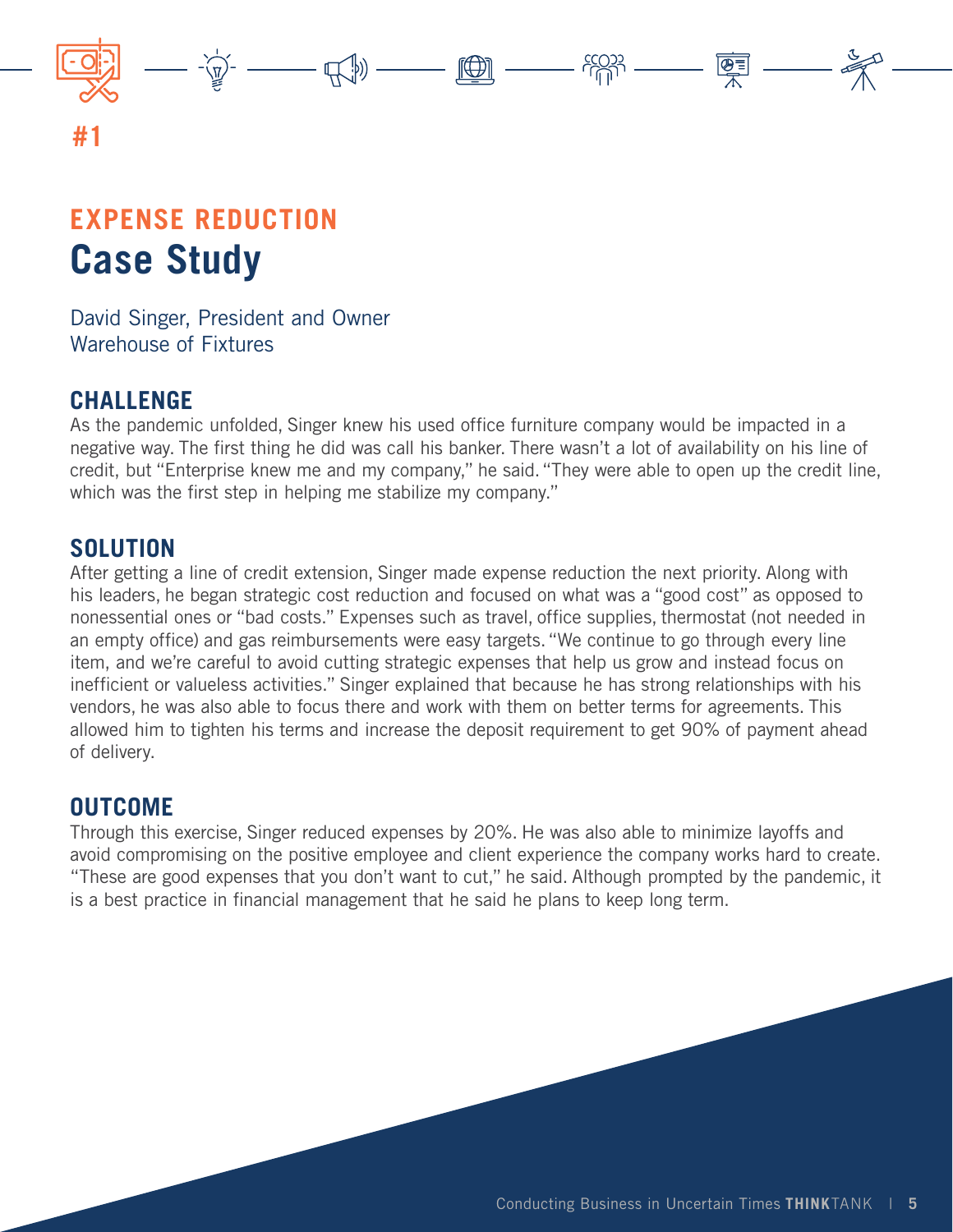#1

## EXPENSE REDUCTION
# Case Study

David Singer, President and Owner
Warehouse of Fixtures

### CHALLENGE

As the pandemic unfolded, Singer knew his used office furniture company would be impacted in a negative way. The first thing he did was call his banker. There wasn't a lot of availability on his line of credit, but "Enterprise knew me and my company," he said. "They were able to open up the credit line, which was the first step in helping me stabilize my company."

### SOLUTION

After getting a line of credit extension, Singer made expense reduction the next priority. Along with his leaders, he began strategic cost reduction and focused on what was a "good cost" as opposed to nonessential ones or "bad costs." Expenses such as travel, office supplies, thermostat (not needed in an empty office) and gas reimbursements were easy targets. "We continue to go through every line item, and we're careful to avoid cutting strategic expenses that help us grow and instead focus on inefficient or valueless activities." Singer explained that because he has strong relationships with his vendors, he was also able to focus there and work with them on better terms for agreements. This allowed him to tighten his terms and increase the deposit requirement to get 90% of payment ahead of delivery.

### OUTCOME

Through this exercise, Singer reduced expenses by 20%. He was also able to minimize layoffs and avoid compromising on the positive employee and client experience the company works hard to create. "These are good expenses that you don't want to cut," he said. Although prompted by the pandemic, it is a best practice in financial management that he said he plans to keep long term.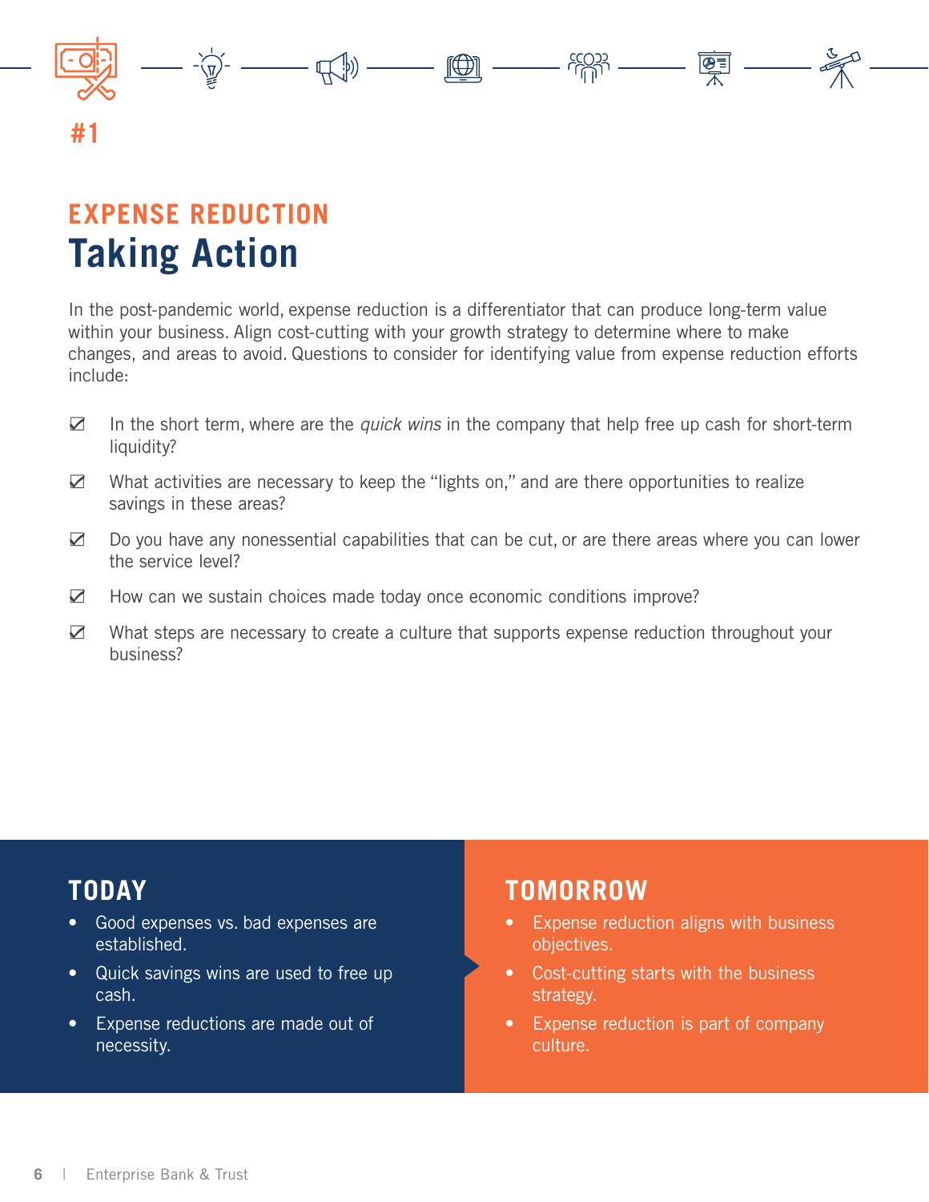#1

## EXPENSE REDUCTION

# Taking Action

In the post-pandemic world, expense reduction is a differentiator that can produce long-term value within your business. Align cost-cutting with your growth strategy to determine where to make changes, and areas to avoid. Questions to consider for identifying value from expense reduction efforts include:

- ☑ In the short term, where are the *quick wins* in the company that help free up cash for short-term liquidity?
- ☑ What activities are necessary to keep the "lights on," and are there opportunities to realize savings in these areas?
- ☑ Do you have any nonessential capabilities that can be cut, or are there areas where you can lower the service level?
- ☑ How can we sustain choices made today once economic conditions improve?
- ☑ What steps are necessary to create a culture that supports expense reduction throughout your business?

## TODAY

- Good expenses vs. bad expenses are established.
- Quick savings wins are used to free up cash.
- Expense reductions are made out of necessity.

## TOMORROW

- Expense reduction aligns with business objectives.
- Cost-cutting starts with the business strategy.
- Expense reduction is part of company culture.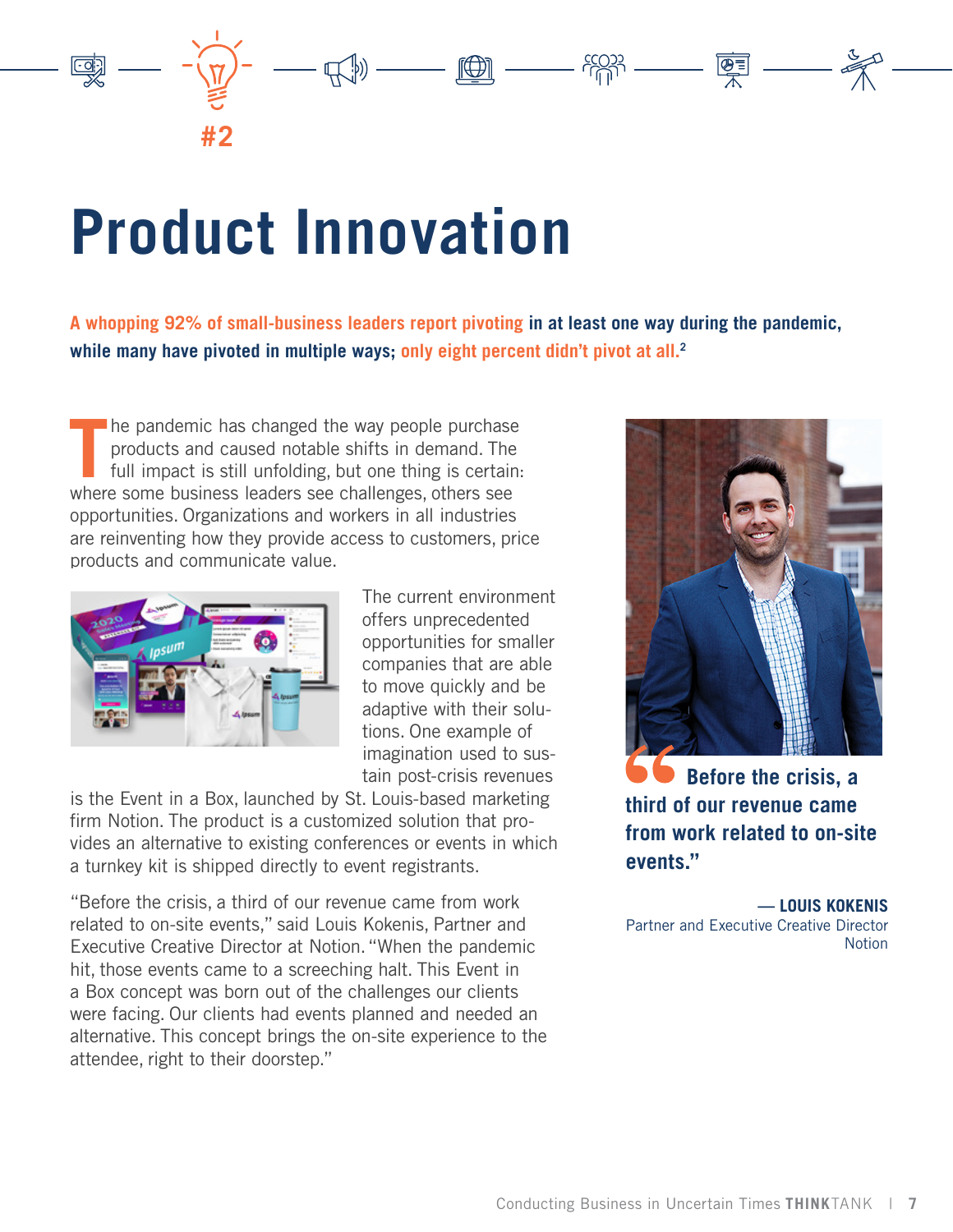#2

# Product Innovation

**A whopping 92% of small-business leaders report pivoting in at least one way during the pandemic, while many have pivoted in multiple ways; only eight percent didn't pivot at all.[2]**

The pandemic has changed the way people purchase products and caused notable shifts in demand. The full impact is still unfolding, but one thing is certain: where some business leaders see challenges, others see opportunities. Organizations and workers in all industries are reinventing how they provide access to customers, price products and communicate value.

The current environment offers unprecedented opportunities for smaller companies that are able to move quickly and be adaptive with their solutions. One example of imagination used to sustain post-crisis revenues is the Event in a Box, launched by St. Louis-based marketing firm Notion. The product is a customized solution that provides an alternative to existing conferences or events in which a turnkey kit is shipped directly to event registrants.

"Before the crisis, a third of our revenue came from work related to on-site events," said Louis Kokenis, Partner and Executive Creative Director at Notion. "When the pandemic hit, those events came to a screeching halt. This Event in a Box concept was born out of the challenges our clients were facing. Our clients had events planned and needed an alternative. This concept brings the on-site experience to the attendee, right to their doorstep."

> **"Before the crisis, a third of our revenue came from work related to on-site events."**
>
> — **LOUIS KOKENIS**
> Partner and Executive Creative Director
> Notion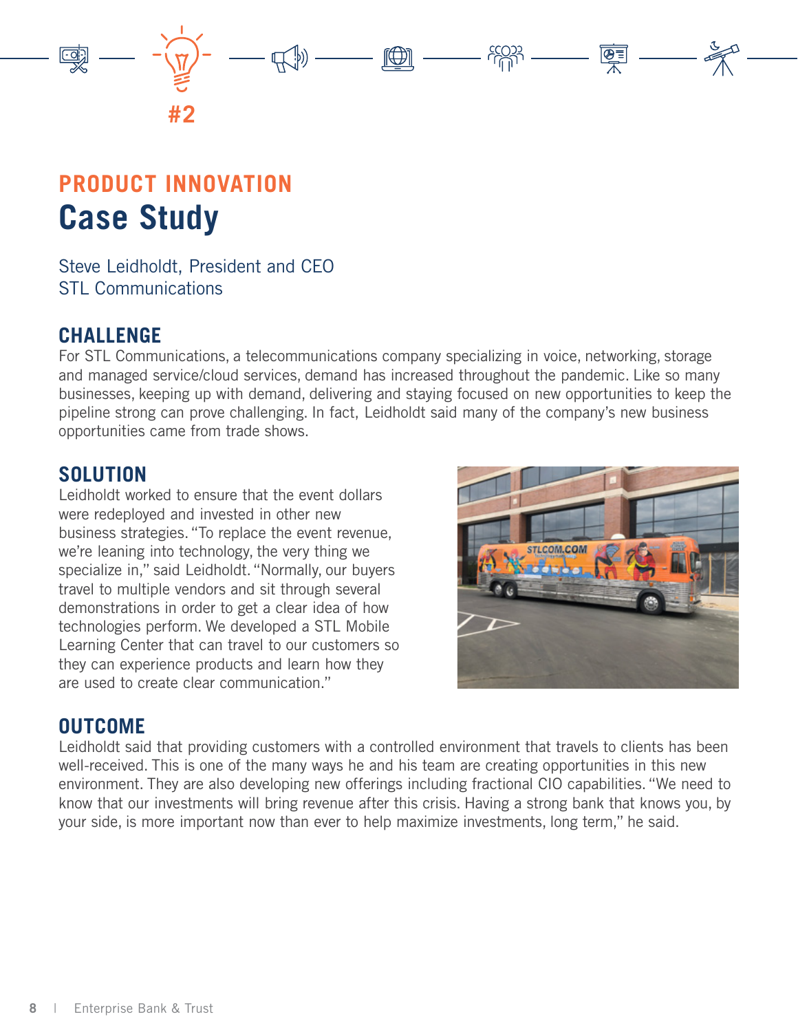#2

## PRODUCT INNOVATION

# Case Study

Steve Leidholdt, President and CEO
STL Communications

### CHALLENGE

For STL Communications, a telecommunications company specializing in voice, networking, storage and managed service/cloud services, demand has increased throughout the pandemic. Like so many businesses, keeping up with demand, delivering and staying focused on new opportunities to keep the pipeline strong can prove challenging. In fact, Leidholdt said many of the company's new business opportunities came from trade shows.

### SOLUTION

Leidholdt worked to ensure that the event dollars were redeployed and invested in other new business strategies. "To replace the event revenue, we're leaning into technology, the very thing we specialize in," said Leidholdt. "Normally, our buyers travel to multiple vendors and sit through several demonstrations in order to get a clear idea of how technologies perform. We developed a STL Mobile Learning Center that can travel to our customers so they can experience products and learn how they are used to create clear communication."

### OUTCOME

Leidholdt said that providing customers with a controlled environment that travels to clients has been well-received. This is one of the many ways he and his team are creating opportunities in this new environment. They are also developing new offerings including fractional CIO capabilities. "We need to know that our investments will bring revenue after this crisis. Having a strong bank that knows you, by your side, is more important now than ever to help maximize investments, long term," he said.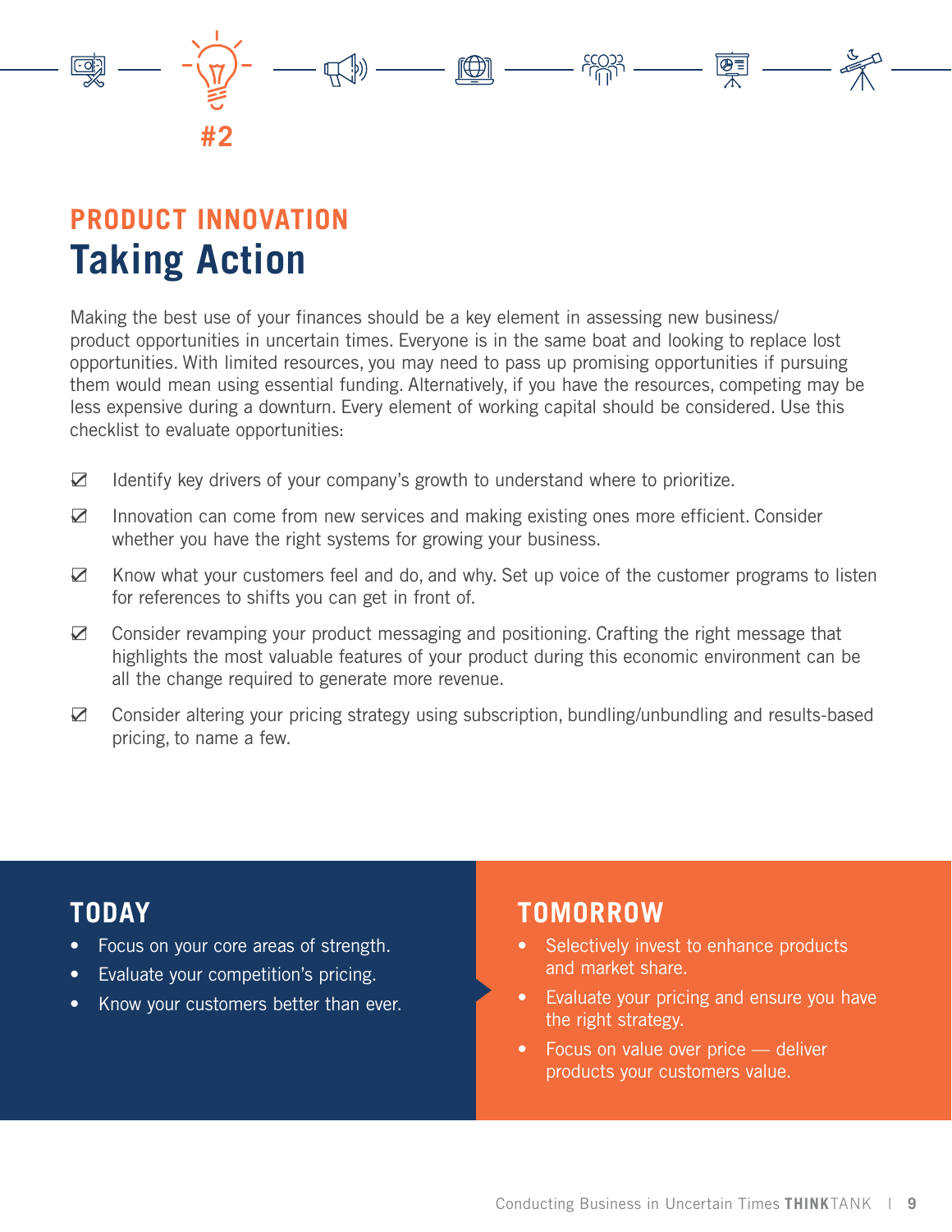#2

## PRODUCT INNOVATION

# Taking Action

Making the best use of your finances should be a key element in assessing new business/ product opportunities in uncertain times. Everyone is in the same boat and looking to replace lost opportunities. With limited resources, you may need to pass up promising opportunities if pursuing them would mean using essential funding. Alternatively, if you have the resources, competing may be less expensive during a downturn. Every element of working capital should be considered. Use this checklist to evaluate opportunities:

- ☑ Identify key drivers of your company's growth to understand where to prioritize.
- ☑ Innovation can come from new services and making existing ones more efficient. Consider whether you have the right systems for growing your business.
- ☑ Know what your customers feel and do, and why. Set up voice of the customer programs to listen for references to shifts you can get in front of.
- ☑ Consider revamping your product messaging and positioning. Crafting the right message that highlights the most valuable features of your product during this economic environment can be all the change required to generate more revenue.
- ☑ Consider altering your pricing strategy using subscription, bundling/unbundling and results-based pricing, to name a few.

## TODAY

- Focus on your core areas of strength.
- Evaluate your competition's pricing.
- Know your customers better than ever.

## TOMORROW

- Selectively invest to enhance products and market share.
- Evaluate your pricing and ensure you have the right strategy.
- Focus on value over price — deliver products your customers value.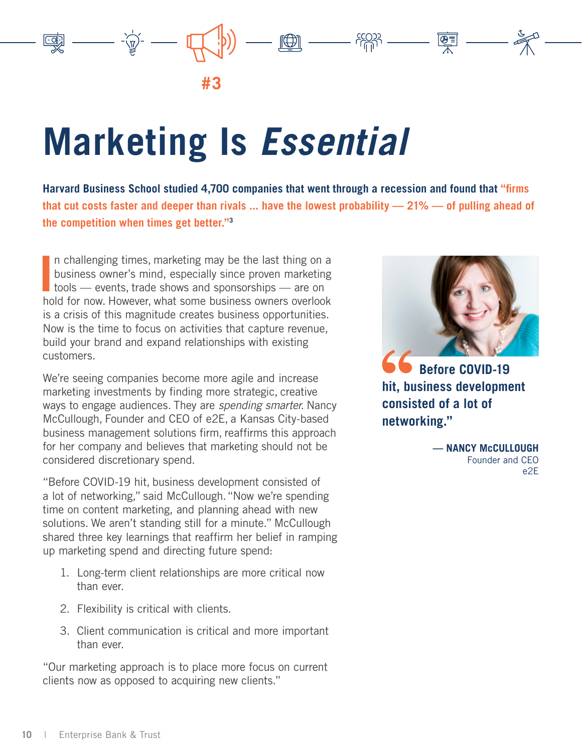#3

# Marketing Is *Essential*

**Harvard Business School studied 4,700 companies that went through a recession and found that "firms that cut costs faster and deeper than rivals ... have the lowest probability — 21% — of pulling ahead of the competition when times get better."[3]**

In challenging times, marketing may be the last thing on a business owner's mind, especially since proven marketing tools — events, trade shows and sponsorships — are on hold for now. However, what some business owners overlook is a crisis of this magnitude creates business opportunities. Now is the time to focus on activities that capture revenue, build your brand and expand relationships with existing customers.

We're seeing companies become more agile and increase marketing investments by finding more strategic, creative ways to engage audiences. They are *spending smarter.* Nancy McCullough, Founder and CEO of e2E, a Kansas City-based business management solutions firm, reaffirms this approach for her company and believes that marketing should not be considered discretionary spend.

"Before COVID-19 hit, business development consisted of a lot of networking," said McCullough. "Now we're spending time on content marketing, and planning ahead with new solutions. We aren't standing still for a minute." McCullough shared three key learnings that reaffirm her belief in ramping up marketing spend and directing future spend:

1. Long-term client relationships are more critical now than ever.
2. Flexibility is critical with clients.
3. Client communication is critical and more important than ever.

"Our marketing approach is to place more focus on current clients now as opposed to acquiring new clients."

> **"Before COVID-19 hit, business development consisted of a lot of networking."**
>
> **— NANCY McCULLOUGH**
> Founder and CEO
> e2E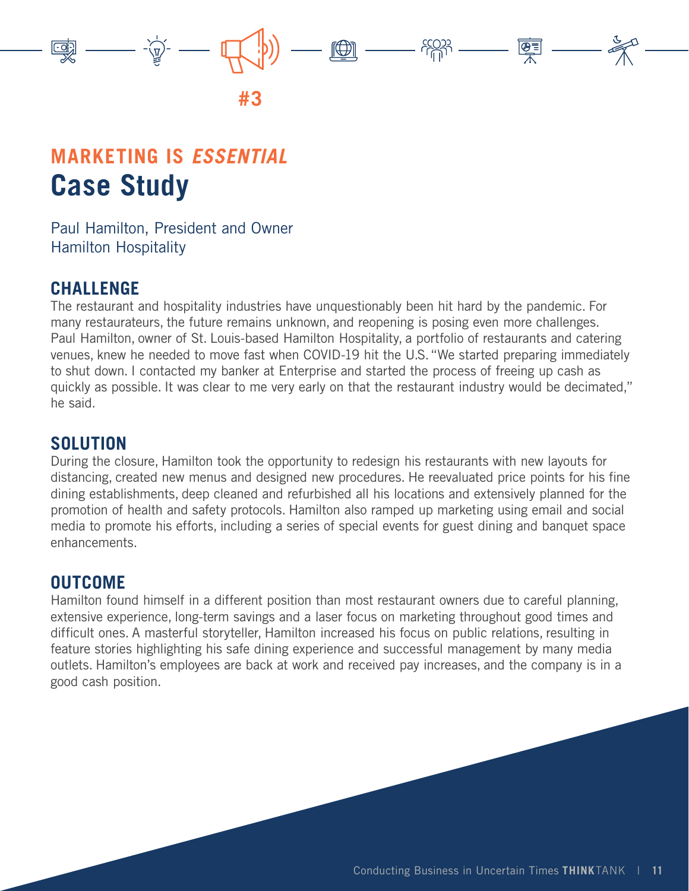#3

## MARKETING IS *ESSENTIAL*

# Case Study

Paul Hamilton, President and Owner
Hamilton Hospitality

### CHALLENGE

The restaurant and hospitality industries have unquestionably been hit hard by the pandemic. For many restaurateurs, the future remains unknown, and reopening is posing even more challenges. Paul Hamilton, owner of St. Louis-based Hamilton Hospitality, a portfolio of restaurants and catering venues, knew he needed to move fast when COVID-19 hit the U.S. "We started preparing immediately to shut down. I contacted my banker at Enterprise and started the process of freeing up cash as quickly as possible. It was clear to me very early on that the restaurant industry would be decimated," he said.

### SOLUTION

During the closure, Hamilton took the opportunity to redesign his restaurants with new layouts for distancing, created new menus and designed new procedures. He reevaluated price points for his fine dining establishments, deep cleaned and refurbished all his locations and extensively planned for the promotion of health and safety protocols. Hamilton also ramped up marketing using email and social media to promote his efforts, including a series of special events for guest dining and banquet space enhancements.

### OUTCOME

Hamilton found himself in a different position than most restaurant owners due to careful planning, extensive experience, long-term savings and a laser focus on marketing throughout good times and difficult ones. A masterful storyteller, Hamilton increased his focus on public relations, resulting in feature stories highlighting his safe dining experience and successful management by many media outlets. Hamilton's employees are back at work and received pay increases, and the company is in a good cash position.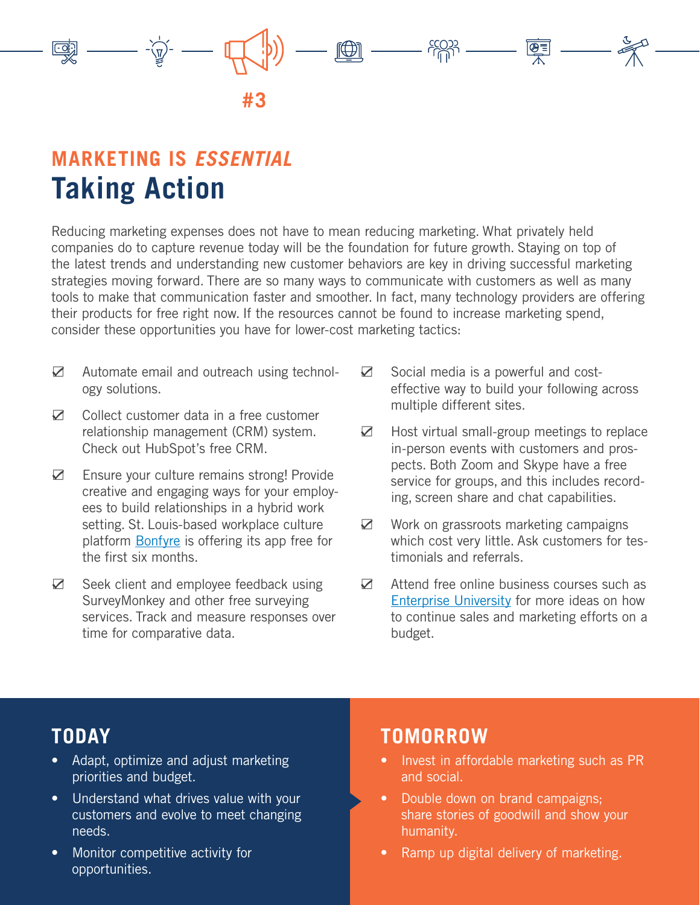#3

## MARKETING IS *ESSENTIAL*

# Taking Action

Reducing marketing expenses does not have to mean reducing marketing. What privately held companies do to capture revenue today will be the foundation for future growth. Staying on top of the latest trends and understanding new customer behaviors are key in driving successful marketing strategies moving forward. There are so many ways to communicate with customers as well as many tools to make that communication faster and smoother. In fact, many technology providers are offering their products for free right now. If the resources cannot be found to increase marketing spend, consider these opportunities you have for lower-cost marketing tactics:

- ☑ Automate email and outreach using technology solutions.
- ☑ Collect customer data in a free customer relationship management (CRM) system. Check out HubSpot's free CRM.
- ☑ Ensure your culture remains strong! Provide creative and engaging ways for your employees to build relationships in a hybrid work setting. St. Louis-based workplace culture platform [Bonfyre] is offering its app free for the first six months.
- ☑ Seek client and employee feedback using SurveyMonkey and other free surveying services. Track and measure responses over time for comparative data.
- ☑ Social media is a powerful and cost-effective way to build your following across multiple different sites.
- ☑ Host virtual small-group meetings to replace in-person events with customers and prospects. Both Zoom and Skype have a free service for groups, and this includes recording, screen share and chat capabilities.
- ☑ Work on grassroots marketing campaigns which cost very little. Ask customers for testimonials and referrals.
- ☑ Attend free online business courses such as [Enterprise University] for more ideas on how to continue sales and marketing efforts on a budget.

## TODAY

- Adapt, optimize and adjust marketing priorities and budget.
- Understand what drives value with your customers and evolve to meet changing needs.
- Monitor competitive activity for opportunities.

## TOMORROW

- Invest in affordable marketing such as PR and social.
- Double down on brand campaigns; share stories of goodwill and show your humanity.
- Ramp up digital delivery of marketing.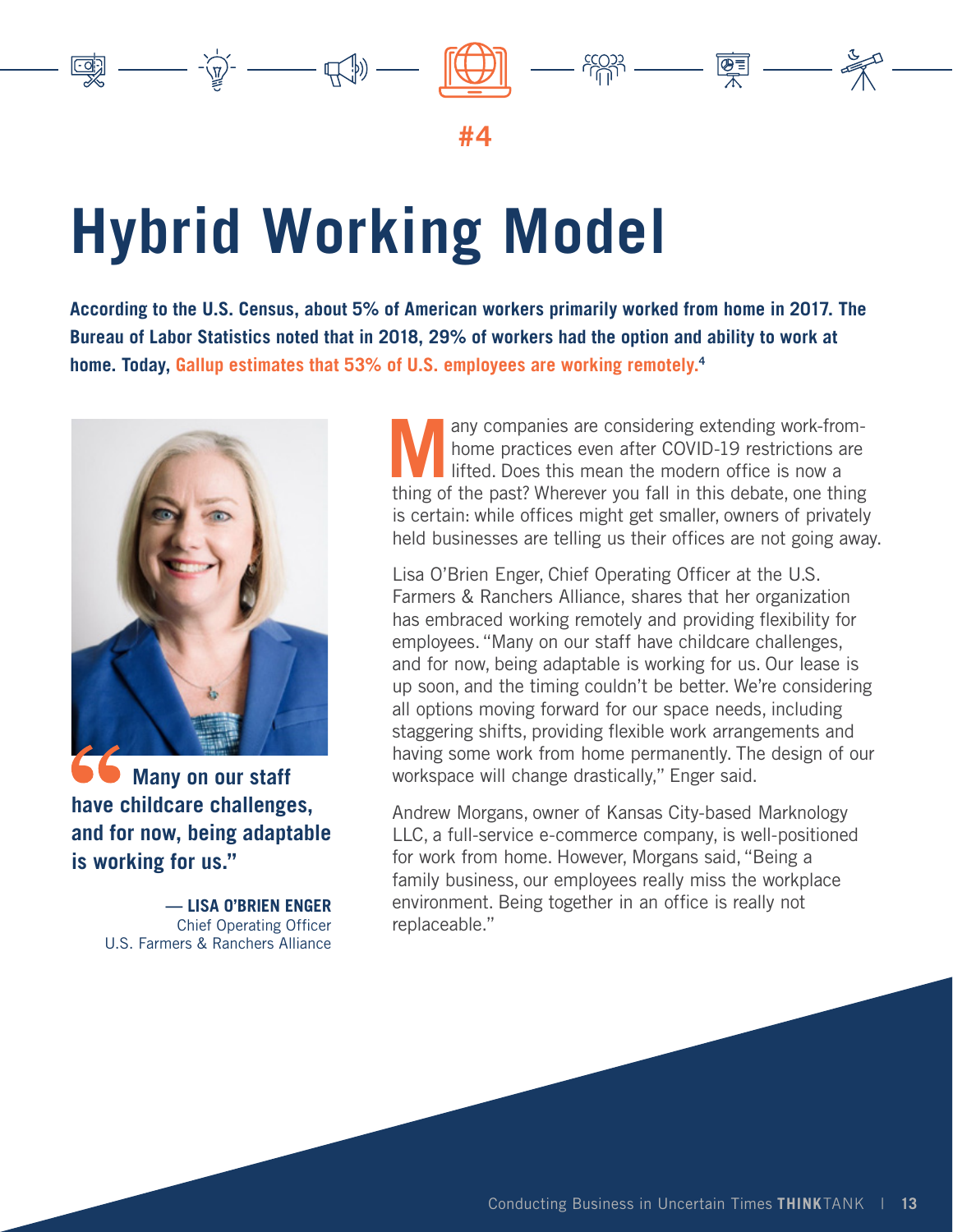#4

# Hybrid Working Model

**According to the U.S. Census, about 5% of American workers primarily worked from home in 2017. The Bureau of Labor Statistics noted that in 2018, 29% of workers had the option and ability to work at home. Today, Gallup estimates that 53% of U.S. employees are working remotely.[4]**

> **"Many on our staff have childcare challenges, and for now, being adaptable is working for us."**
>
> **— LISA O'BRIEN ENGER**
> Chief Operating Officer
> U.S. Farmers & Ranchers Alliance

Many companies are considering extending work-from-home practices even after COVID-19 restrictions are lifted. Does this mean the modern office is now a thing of the past? Wherever you fall in this debate, one thing is certain: while offices might get smaller, owners of privately held businesses are telling us their offices are not going away.

Lisa O'Brien Enger, Chief Operating Officer at the U.S. Farmers & Ranchers Alliance, shares that her organization has embraced working remotely and providing flexibility for employees. "Many on our staff have childcare challenges, and for now, being adaptable is working for us. Our lease is up soon, and the timing couldn't be better. We're considering all options moving forward for our space needs, including staggering shifts, providing flexible work arrangements and having some work from home permanently. The design of our workspace will change drastically," Enger said.

Andrew Morgans, owner of Kansas City-based Marknology LLC, a full-service e-commerce company, is well-positioned for work from home. However, Morgans said, "Being a family business, our employees really miss the workplace environment. Being together in an office is really not replaceable."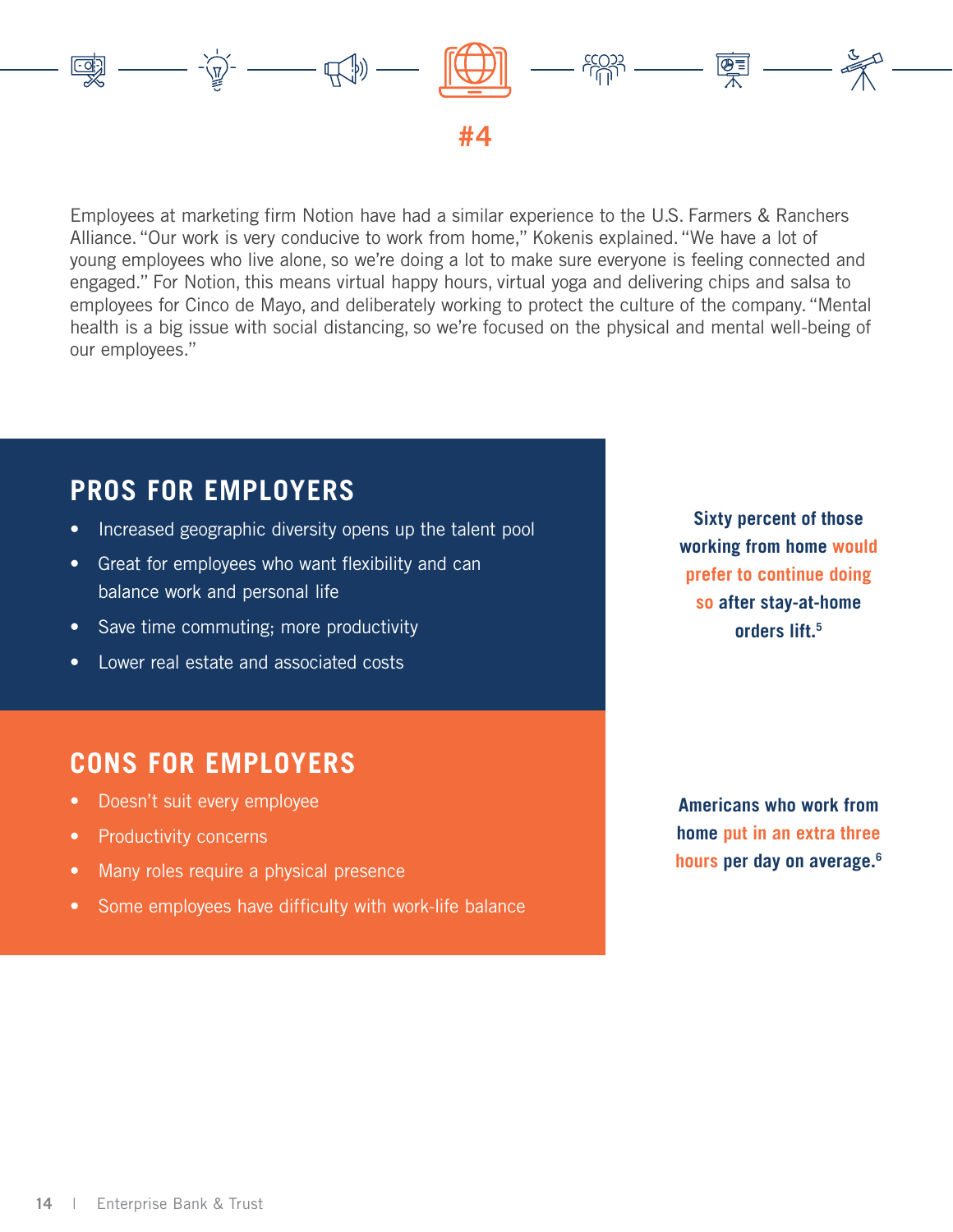#4

Employees at marketing firm Notion have had a similar experience to the U.S. Farmers & Ranchers Alliance. "Our work is very conducive to work from home," Kokenis explained. "We have a lot of young employees who live alone, so we're doing a lot to make sure everyone is feeling connected and engaged." For Notion, this means virtual happy hours, virtual yoga and delivering chips and salsa to employees for Cinco de Mayo, and deliberately working to protect the culture of the company. "Mental health is a big issue with social distancing, so we're focused on the physical and mental well-being of our employees."

## PROS FOR EMPLOYERS

- Increased geographic diversity opens up the talent pool
- Great for employees who want flexibility and can balance work and personal life
- Save time commuting; more productivity
- Lower real estate and associated costs

**Sixty percent of those working from home would prefer to continue doing so after stay-at-home orders lift.[5]**

## CONS FOR EMPLOYERS

- Doesn't suit every employee
- Productivity concerns
- Many roles require a physical presence
- Some employees have difficulty with work-life balance

**Americans who work from home put in an extra three hours per day on average.[6]**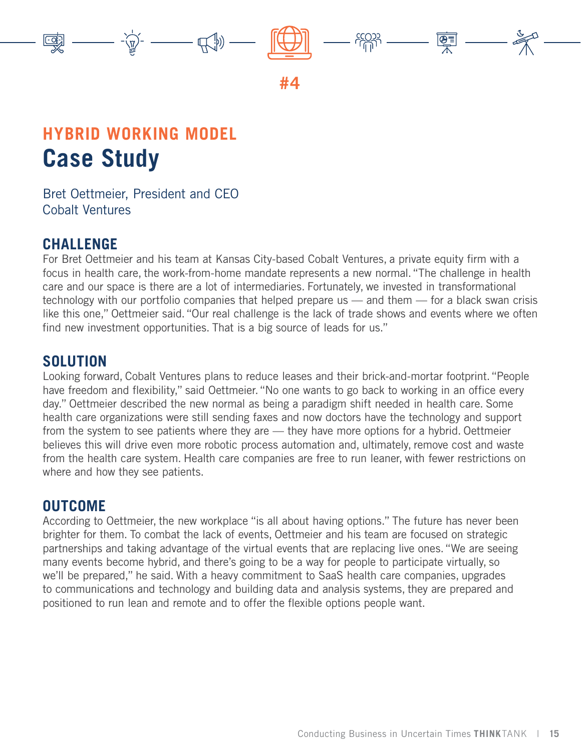#4

## HYBRID WORKING MODEL

# Case Study

Bret Oettmeier, President and CEO
Cobalt Ventures

### CHALLENGE

For Bret Oettmeier and his team at Kansas City-based Cobalt Ventures, a private equity firm with a focus in health care, the work-from-home mandate represents a new normal. "The challenge in health care and our space is there are a lot of intermediaries. Fortunately, we invested in transformational technology with our portfolio companies that helped prepare us — and them — for a black swan crisis like this one," Oettmeier said. "Our real challenge is the lack of trade shows and events where we often find new investment opportunities. That is a big source of leads for us."

### SOLUTION

Looking forward, Cobalt Ventures plans to reduce leases and their brick-and-mortar footprint. "People have freedom and flexibility," said Oettmeier. "No one wants to go back to working in an office every day." Oettmeier described the new normal as being a paradigm shift needed in health care. Some health care organizations were still sending faxes and now doctors have the technology and support from the system to see patients where they are — they have more options for a hybrid. Oettmeier believes this will drive even more robotic process automation and, ultimately, remove cost and waste from the health care system. Health care companies are free to run leaner, with fewer restrictions on where and how they see patients.

### OUTCOME

According to Oettmeier, the new workplace "is all about having options." The future has never been brighter for them. To combat the lack of events, Oettmeier and his team are focused on strategic partnerships and taking advantage of the virtual events that are replacing live ones. "We are seeing many events become hybrid, and there's going to be a way for people to participate virtually, so we'll be prepared," he said. With a heavy commitment to SaaS health care companies, upgrades to communications and technology and building data and analysis systems, they are prepared and positioned to run lean and remote and to offer the flexible options people want.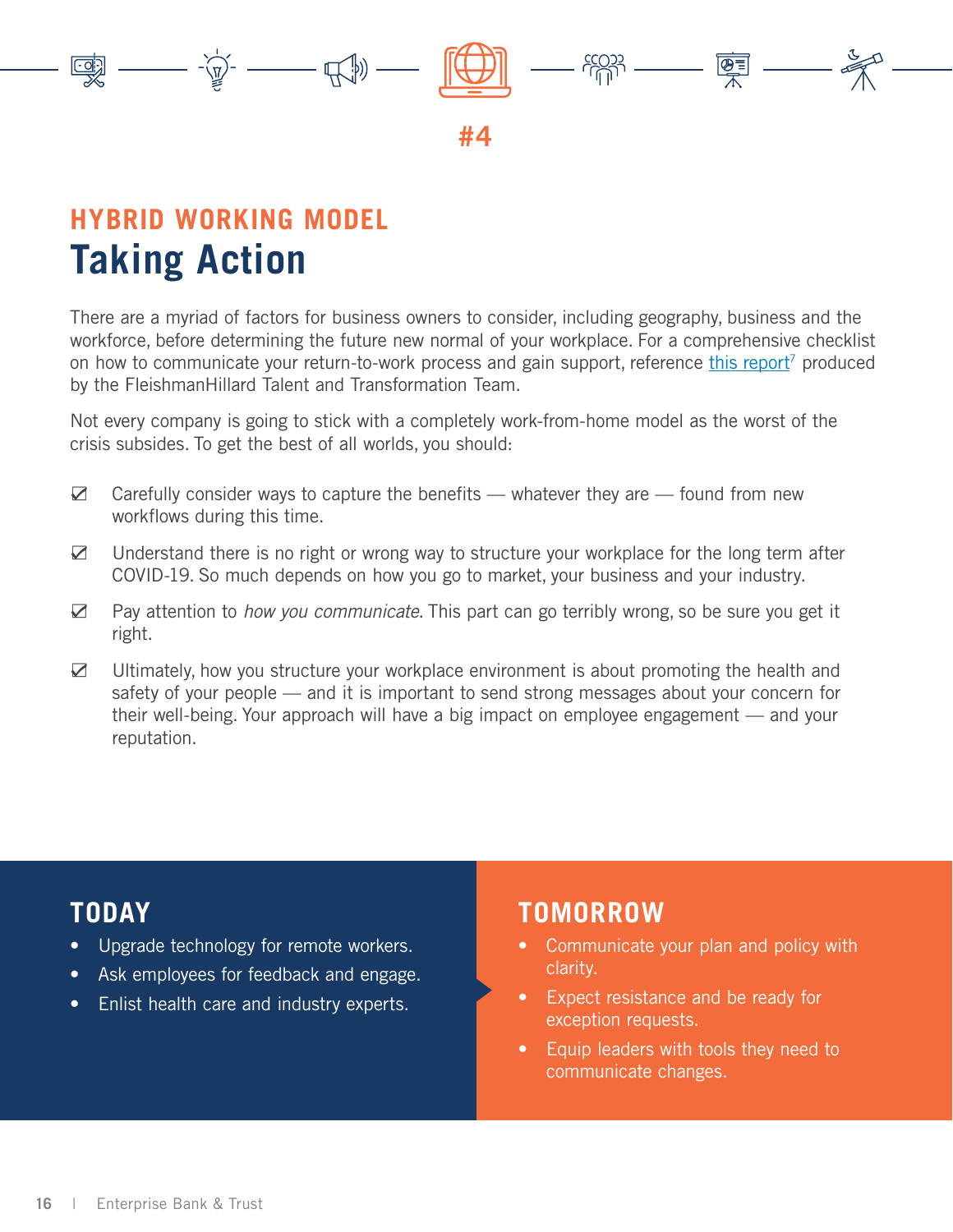#4

## HYBRID WORKING MODEL

# Taking Action

There are a myriad of factors for business owners to consider, including geography, business and the workforce, before determining the future new normal of your workplace. For a comprehensive checklist on how to communicate your return-to-work process and gain support, reference this report[7] produced by the FleishmanHillard Talent and Transformation Team.

Not every company is going to stick with a completely work-from-home model as the worst of the crisis subsides. To get the best of all worlds, you should:

- ☑ Carefully consider ways to capture the benefits — whatever they are — found from new workflows during this time.
- ☑ Understand there is no right or wrong way to structure your workplace for the long term after COVID-19. So much depends on how you go to market, your business and your industry.
- ☑ Pay attention to *how you communicate*. This part can go terribly wrong, so be sure you get it right.
- ☑ Ultimately, how you structure your workplace environment is about promoting the health and safety of your people — and it is important to send strong messages about your concern for their well-being. Your approach will have a big impact on employee engagement — and your reputation.

## TODAY

- Upgrade technology for remote workers.
- Ask employees for feedback and engage.
- Enlist health care and industry experts.

## TOMORROW

- Communicate your plan and policy with clarity.
- Expect resistance and be ready for exception requests.
- Equip leaders with tools they need to communicate changes.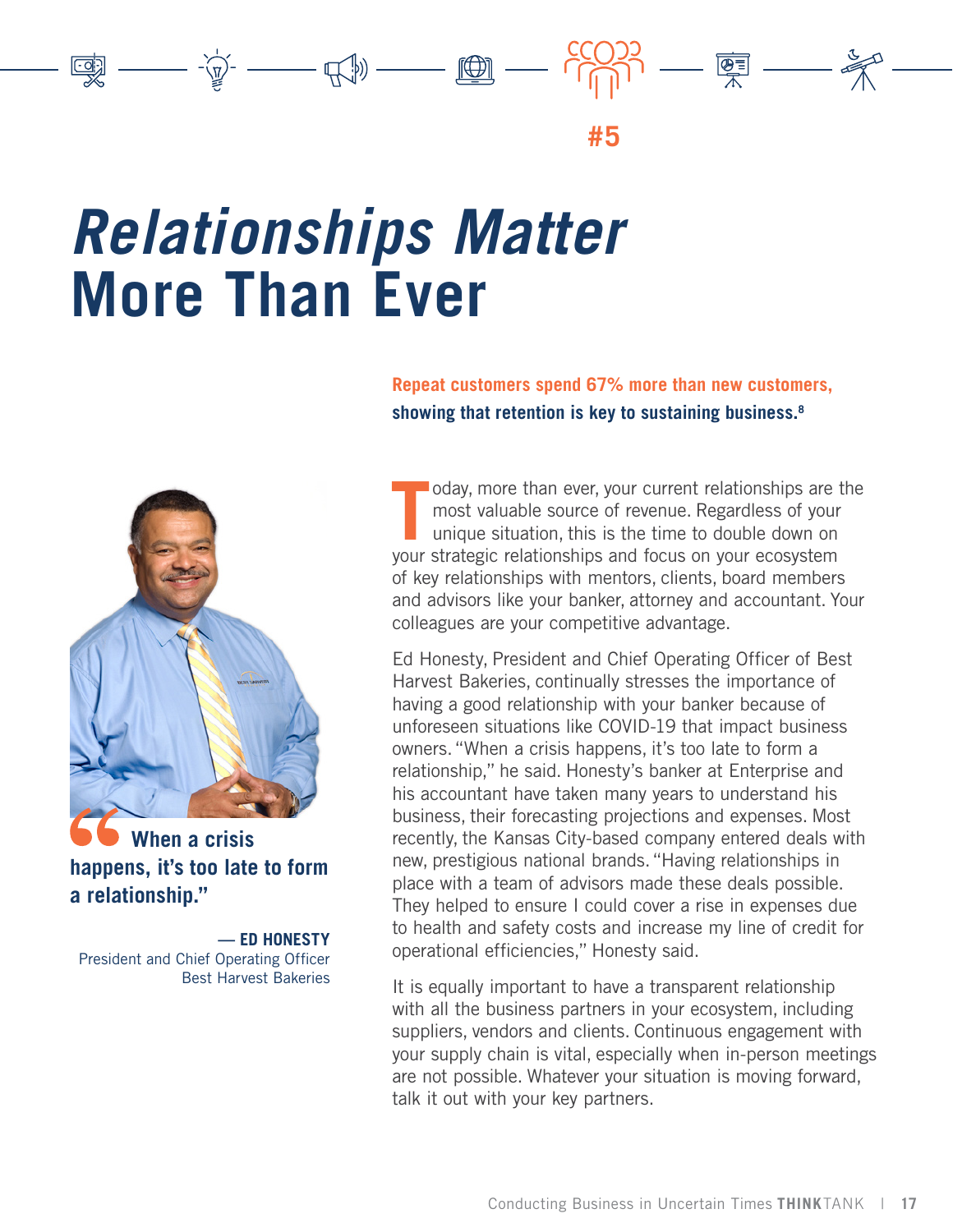#5

# *Relationships Matter* More Than Ever

**Repeat customers spend 67% more than new customers, showing that retention is key to sustaining business.**[8]

Today, more than ever, your current relationships are the most valuable source of revenue. Regardless of your unique situation, this is the time to double down on your strategic relationships and focus on your ecosystem of key relationships with mentors, clients, board members and advisors like your banker, attorney and accountant. Your colleagues are your competitive advantage.

Ed Honesty, President and Chief Operating Officer of Best Harvest Bakeries, continually stresses the importance of having a good relationship with your banker because of unforeseen situations like COVID-19 that impact business owners. "When a crisis happens, it's too late to form a relationship," he said. Honesty's banker at Enterprise and his accountant have taken many years to understand his business, their forecasting projections and expenses. Most recently, the Kansas City-based company entered deals with new, prestigious national brands. "Having relationships in place with a team of advisors made these deals possible. They helped to ensure I could cover a rise in expenses due to health and safety costs and increase my line of credit for operational efficiencies," Honesty said.

It is equally important to have a transparent relationship with all the business partners in your ecosystem, including suppliers, vendors and clients. Continuous engagement with your supply chain is vital, especially when in-person meetings are not possible. Whatever your situation is moving forward, talk it out with your key partners.

> **"When a crisis happens, it's too late to form a relationship."**
>
> **— ED HONESTY**
> President and Chief Operating Officer
> Best Harvest Bakeries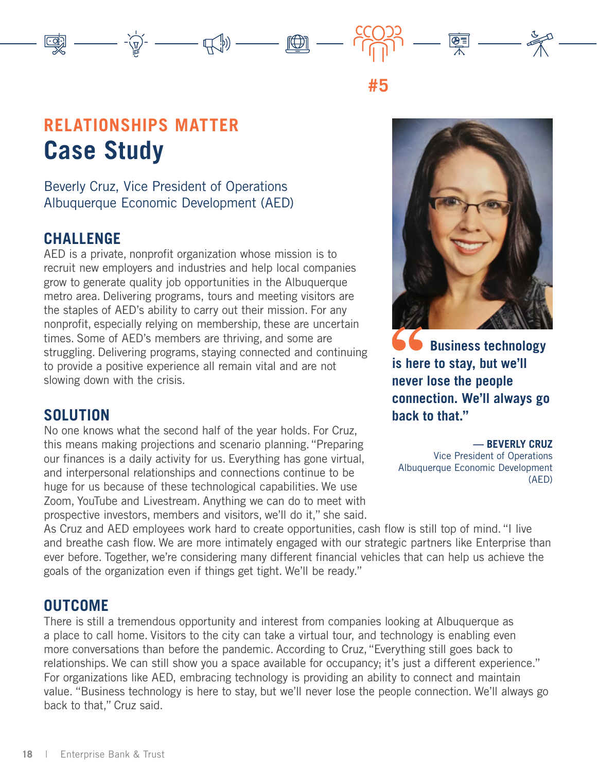#5

## RELATIONSHIPS MATTER
# Case Study

Beverly Cruz, Vice President of Operations
Albuquerque Economic Development (AED)

### CHALLENGE

AED is a private, nonprofit organization whose mission is to recruit new employers and industries and help local companies grow to generate quality job opportunities in the Albuquerque metro area. Delivering programs, tours and meeting visitors are the staples of AED's ability to carry out their mission. For any nonprofit, especially relying on membership, these are uncertain times. Some of AED's members are thriving, and some are struggling. Delivering programs, staying connected and continuing to provide a positive experience all remain vital and are not slowing down with the crisis.

### SOLUTION

No one knows what the second half of the year holds. For Cruz, this means making projections and scenario planning. "Preparing our finances is a daily activity for us. Everything has gone virtual, and interpersonal relationships and connections continue to be huge for us because of these technological capabilities. We use Zoom, YouTube and Livestream. Anything we can do to meet with prospective investors, members and visitors, we'll do it," she said. As Cruz and AED employees work hard to create opportunities, cash flow is still top of mind. "I live and breathe cash flow. We are more intimately engaged with our strategic partners like Enterprise than ever before. Together, we're considering many different financial vehicles that can help us achieve the goals of the organization even if things get tight. We'll be ready."

> **"Business technology is here to stay, but we'll never lose the people connection. We'll always go back to that."**
>
> **— BEVERLY CRUZ**
> Vice President of Operations
> Albuquerque Economic Development (AED)

### OUTCOME

There is still a tremendous opportunity and interest from companies looking at Albuquerque as a place to call home. Visitors to the city can take a virtual tour, and technology is enabling even more conversations than before the pandemic. According to Cruz, "Everything still goes back to relationships. We can still show you a space available for occupancy; it's just a different experience." For organizations like AED, embracing technology is providing an ability to connect and maintain value. "Business technology is here to stay, but we'll never lose the people connection. We'll always go back to that," Cruz said.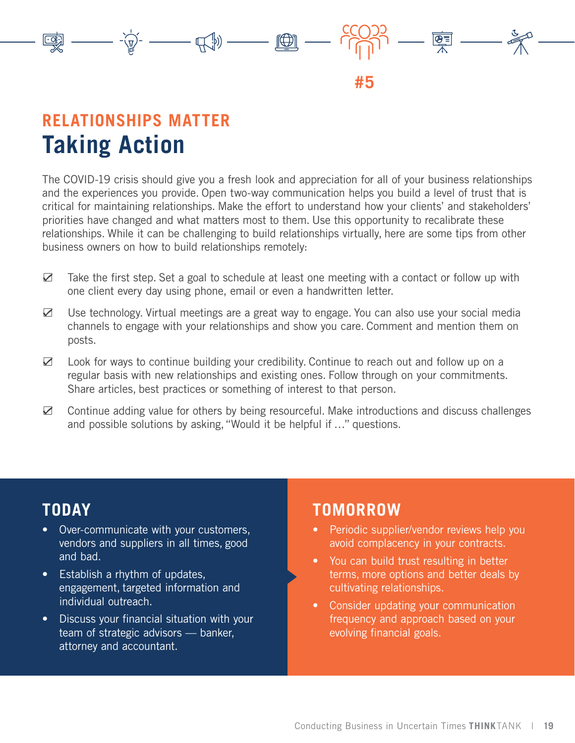#5

## RELATIONSHIPS MATTER

# Taking Action

The COVID-19 crisis should give you a fresh look and appreciation for all of your business relationships and the experiences you provide. Open two-way communication helps you build a level of trust that is critical for maintaining relationships. Make the effort to understand how your clients' and stakeholders' priorities have changed and what matters most to them. Use this opportunity to recalibrate these relationships. While it can be challenging to build relationships virtually, here are some tips from other business owners on how to build relationships remotely:

- ☑ Take the first step. Set a goal to schedule at least one meeting with a contact or follow up with one client every day using phone, email or even a handwritten letter.
- ☑ Use technology. Virtual meetings are a great way to engage. You can also use your social media channels to engage with your relationships and show you care. Comment and mention them on posts.
- ☑ Look for ways to continue building your credibility. Continue to reach out and follow up on a regular basis with new relationships and existing ones. Follow through on your commitments. Share articles, best practices or something of interest to that person.
- ☑ Continue adding value for others by being resourceful. Make introductions and discuss challenges and possible solutions by asking, "Would it be helpful if …" questions.

## TODAY

- Over-communicate with your customers, vendors and suppliers in all times, good and bad.
- Establish a rhythm of updates, engagement, targeted information and individual outreach.
- Discuss your financial situation with your team of strategic advisors — banker, attorney and accountant.

## TOMORROW

- Periodic supplier/vendor reviews help you avoid complacency in your contracts.
- You can build trust resulting in better terms, more options and better deals by cultivating relationships.
- Consider updating your communication frequency and approach based on your evolving financial goals.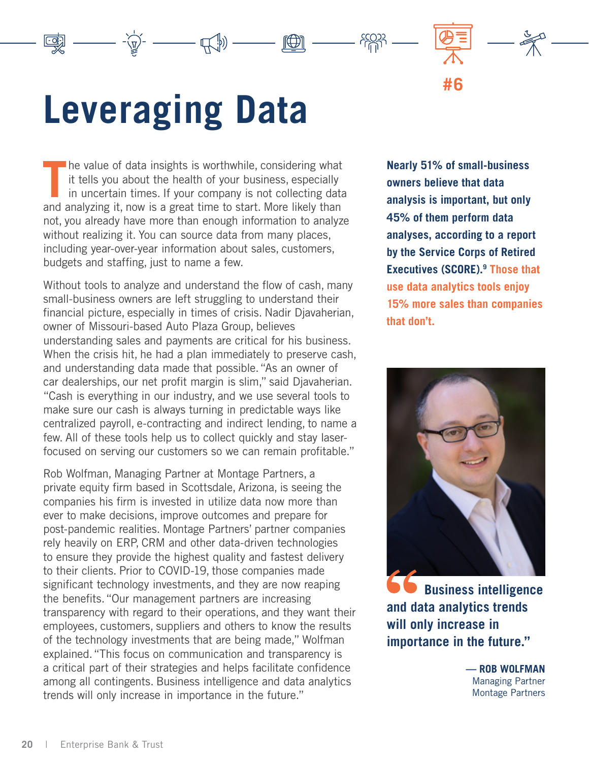#6

# Leveraging Data

The value of data insights is worthwhile, considering what it tells you about the health of your business, especially in uncertain times. If your company is not collecting data and analyzing it, now is a great time to start. More likely than not, you already have more than enough information to analyze without realizing it. You can source data from many places, including year-over-year information about sales, customers, budgets and staffing, just to name a few.

Without tools to analyze and understand the flow of cash, many small-business owners are left struggling to understand their financial picture, especially in times of crisis. Nadir Djavaherian, owner of Missouri-based Auto Plaza Group, believes understanding sales and payments are critical for his business. When the crisis hit, he had a plan immediately to preserve cash, and understanding data made that possible. "As an owner of car dealerships, our net profit margin is slim," said Djavaherian. "Cash is everything in our industry, and we use several tools to make sure our cash is always turning in predictable ways like centralized payroll, e-contracting and indirect lending, to name a few. All of these tools help us to collect quickly and stay laser-focused on serving our customers so we can remain profitable."

Rob Wolfman, Managing Partner at Montage Partners, a private equity firm based in Scottsdale, Arizona, is seeing the companies his firm is invested in utilize data now more than ever to make decisions, improve outcomes and prepare for post-pandemic realities. Montage Partners' partner companies rely heavily on ERP, CRM and other data-driven technologies to ensure they provide the highest quality and fastest delivery to their clients. Prior to COVID-19, those companies made significant technology investments, and they are now reaping the benefits. "Our management partners are increasing transparency with regard to their operations, and they want their employees, customers, suppliers and others to know the results of the technology investments that are being made," Wolfman explained. "This focus on communication and transparency is a critical part of their strategies and helps facilitate confidence among all contingents. Business intelligence and data analytics trends will only increase in importance in the future."

**Nearly 51% of small-business owners believe that data analysis is important, but only 45% of them perform data analyses, according to a report by the Service Corps of Retired Executives (SCORE).[9] Those that use data analytics tools enjoy 15% more sales than companies that don't.**

**"Business intelligence and data analytics trends will only increase in importance in the future."**

— **ROB WOLFMAN**
Managing Partner
Montage Partners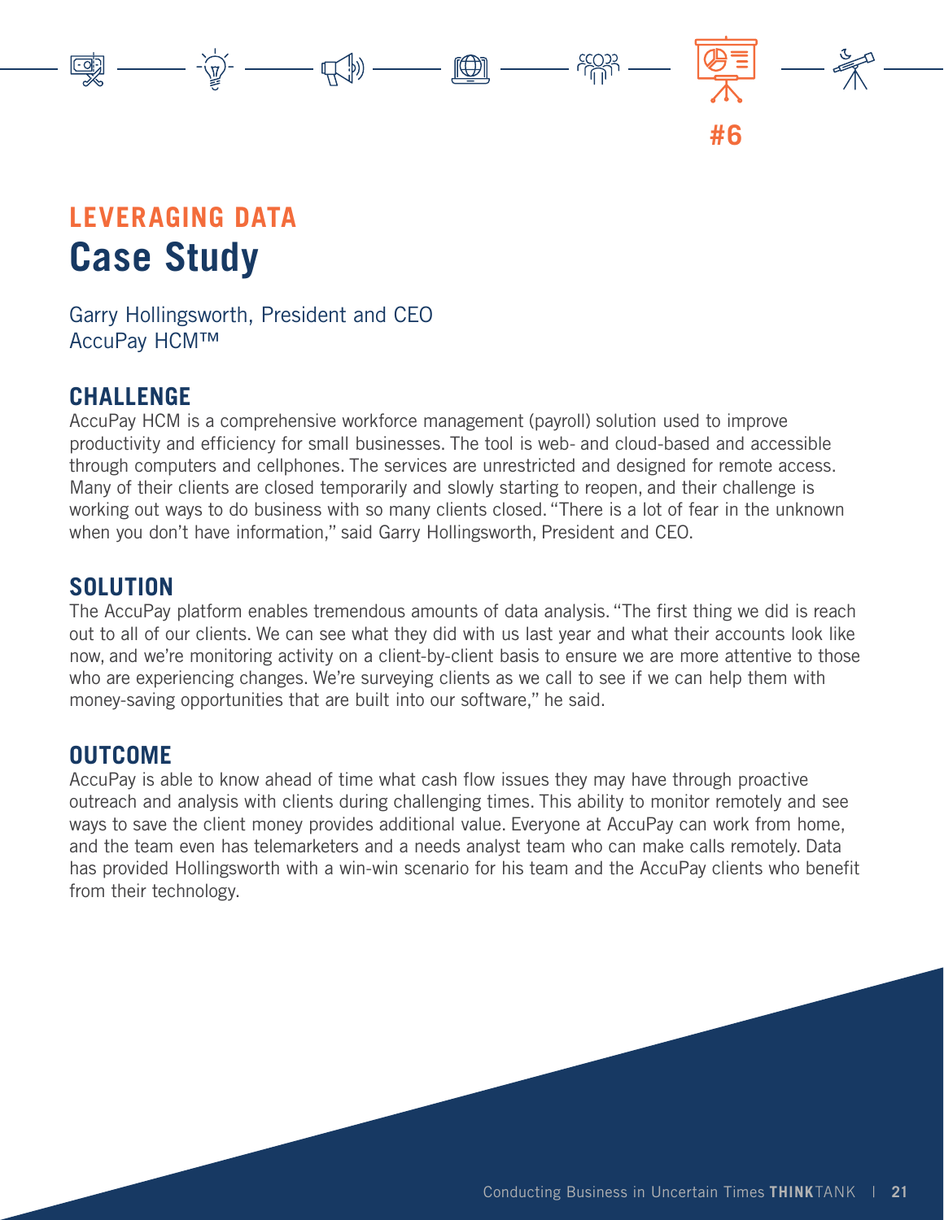#6

## LEVERAGING DATA

# Case Study

Garry Hollingsworth, President and CEO
AccuPay HCM™

### CHALLENGE

AccuPay HCM is a comprehensive workforce management (payroll) solution used to improve productivity and efficiency for small businesses. The tool is web- and cloud-based and accessible through computers and cellphones. The services are unrestricted and designed for remote access. Many of their clients are closed temporarily and slowly starting to reopen, and their challenge is working out ways to do business with so many clients closed. "There is a lot of fear in the unknown when you don't have information," said Garry Hollingsworth, President and CEO.

### SOLUTION

The AccuPay platform enables tremendous amounts of data analysis. "The first thing we did is reach out to all of our clients. We can see what they did with us last year and what their accounts look like now, and we're monitoring activity on a client-by-client basis to ensure we are more attentive to those who are experiencing changes. We're surveying clients as we call to see if we can help them with money-saving opportunities that are built into our software," he said.

### OUTCOME

AccuPay is able to know ahead of time what cash flow issues they may have through proactive outreach and analysis with clients during challenging times. This ability to monitor remotely and see ways to save the client money provides additional value. Everyone at AccuPay can work from home, and the team even has telemarketers and a needs analyst team who can make calls remotely. Data has provided Hollingsworth with a win-win scenario for his team and the AccuPay clients who benefit from their technology.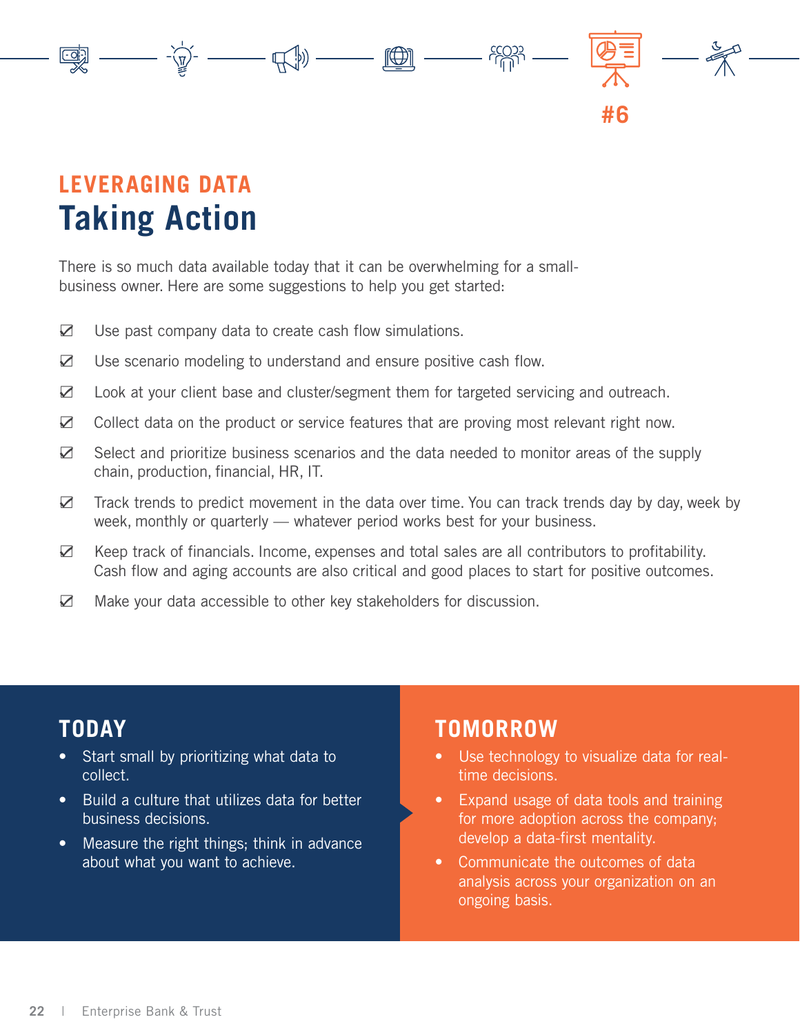#6

## LEVERAGING DATA

# Taking Action

There is so much data available today that it can be overwhelming for a small-business owner. Here are some suggestions to help you get started:

- ☑ Use past company data to create cash flow simulations.
- ☑ Use scenario modeling to understand and ensure positive cash flow.
- ☑ Look at your client base and cluster/segment them for targeted servicing and outreach.
- ☑ Collect data on the product or service features that are proving most relevant right now.
- ☑ Select and prioritize business scenarios and the data needed to monitor areas of the supply chain, production, financial, HR, IT.
- ☑ Track trends to predict movement in the data over time. You can track trends day by day, week by week, monthly or quarterly — whatever period works best for your business.
- ☑ Keep track of financials. Income, expenses and total sales are all contributors to profitability. Cash flow and aging accounts are also critical and good places to start for positive outcomes.
- ☑ Make your data accessible to other key stakeholders for discussion.

## TODAY

- Start small by prioritizing what data to collect.
- Build a culture that utilizes data for better business decisions.
- Measure the right things; think in advance about what you want to achieve.

## TOMORROW

- Use technology to visualize data for real-time decisions.
- Expand usage of data tools and training for more adoption across the company; develop a data-first mentality.
- Communicate the outcomes of data analysis across your organization on an ongoing basis.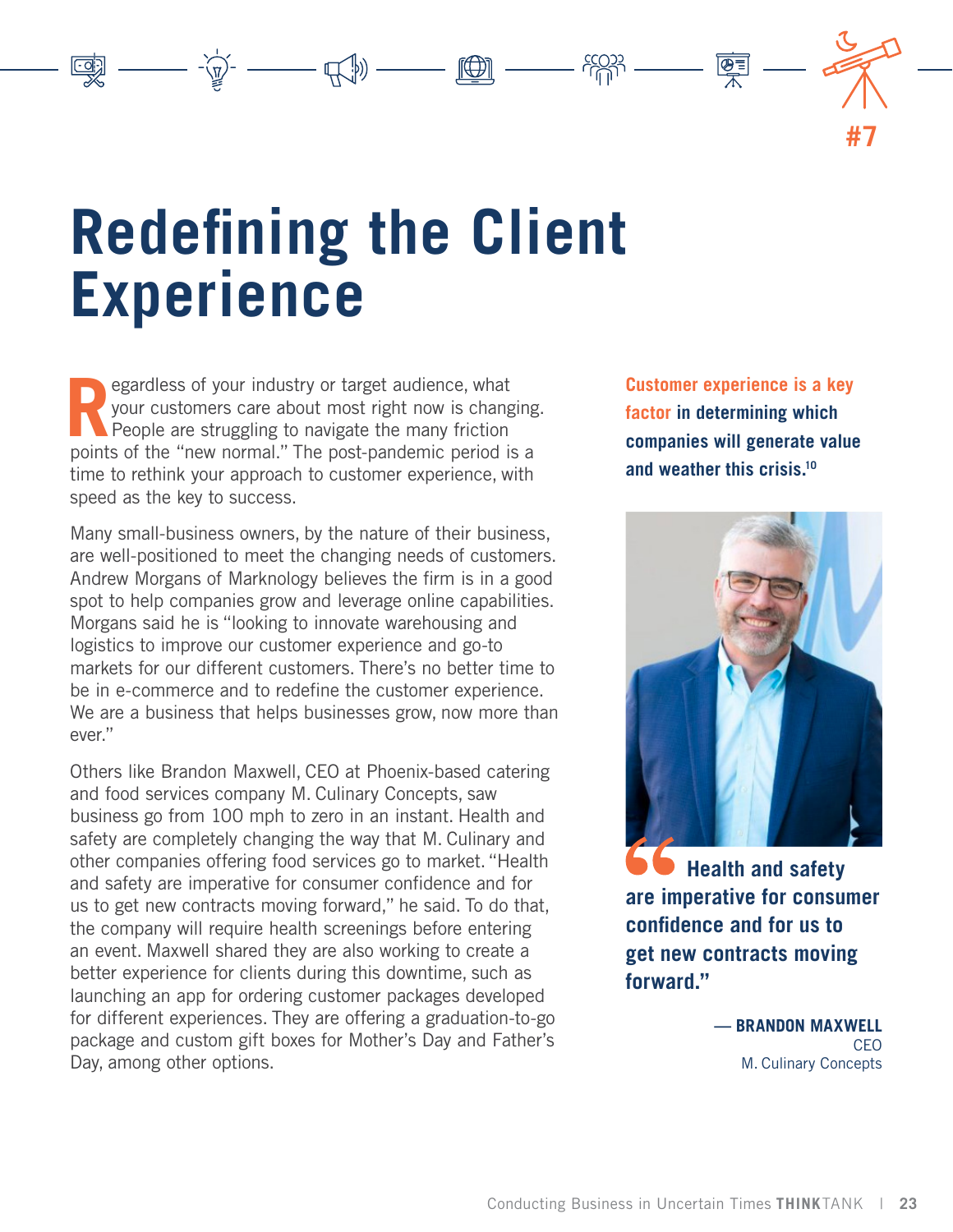# Redefining the Client Experience

Regardless of your industry or target audience, what your customers care about most right now is changing. People are struggling to navigate the many friction points of the "new normal." The post-pandemic period is a time to rethink your approach to customer experience, with speed as the key to success.

Many small-business owners, by the nature of their business, are well-positioned to meet the changing needs of customers. Andrew Morgans of Marknology believes the firm is in a good spot to help companies grow and leverage online capabilities. Morgans said he is "looking to innovate warehousing and logistics to improve our customer experience and go-to markets for our different customers. There's no better time to be in e-commerce and to redefine the customer experience. We are a business that helps businesses grow, now more than ever."

Others like Brandon Maxwell, CEO at Phoenix-based catering and food services company M. Culinary Concepts, saw business go from 100 mph to zero in an instant. Health and safety are completely changing the way that M. Culinary and other companies offering food services go to market. "Health and safety are imperative for consumer confidence and for us to get new contracts moving forward," he said. To do that, the company will require health screenings before entering an event. Maxwell shared they are also working to create a better experience for clients during this downtime, such as launching an app for ordering customer packages developed for different experiences. They are offering a graduation-to-go package and custom gift boxes for Mother's Day and Father's Day, among other options.

**Customer experience is a key factor in determining which companies will generate value and weather this crisis.**[10]

> **"Health and safety are imperative for consumer confidence and for us to get new contracts moving forward."**
>
> — **BRANDON MAXWELL**
> CEO
> M. Culinary Concepts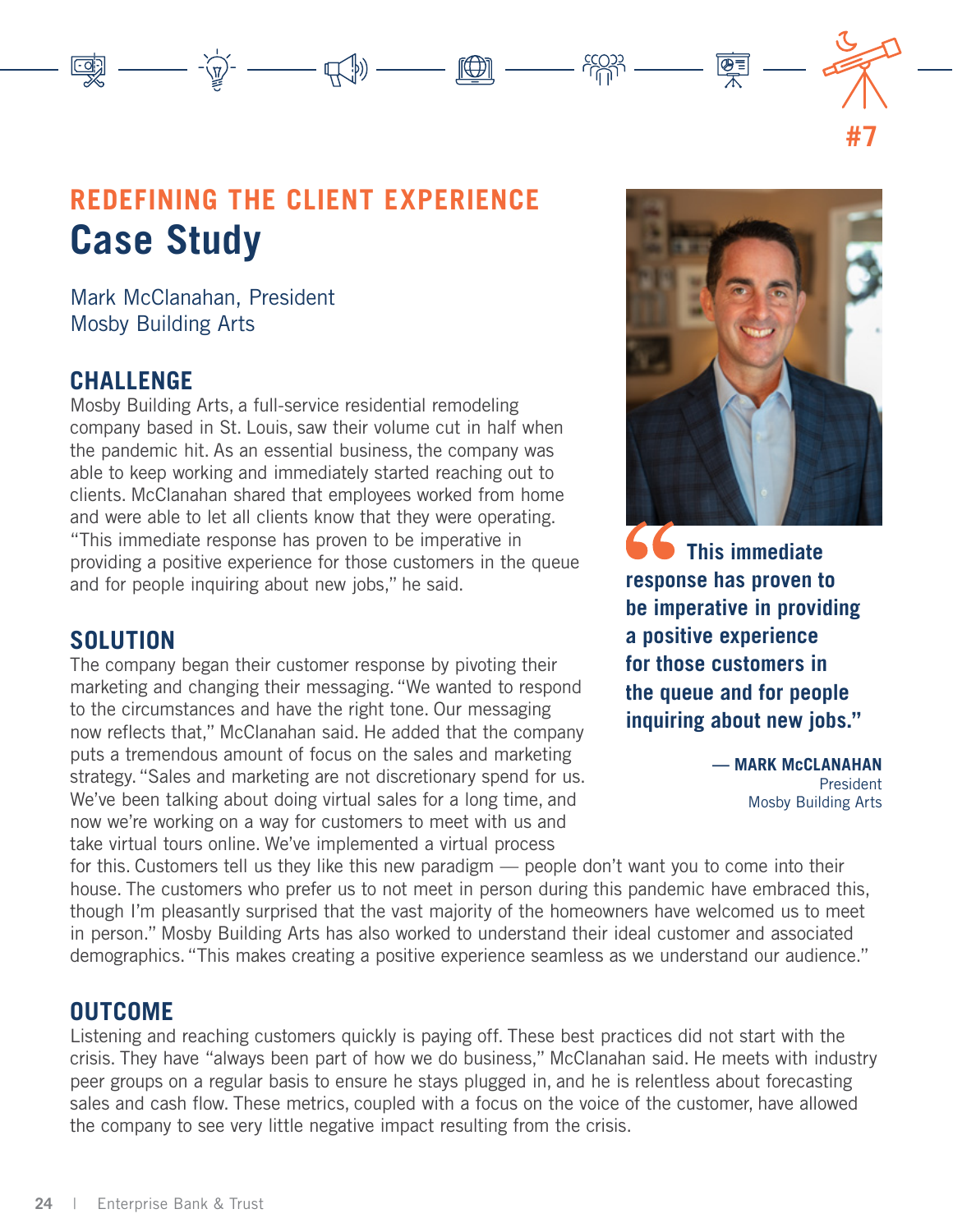#7

## REDEFINING THE CLIENT EXPERIENCE

# Case Study

Mark McClanahan, President
Mosby Building Arts

### CHALLENGE

Mosby Building Arts, a full-service residential remodeling company based in St. Louis, saw their volume cut in half when the pandemic hit. As an essential business, the company was able to keep working and immediately started reaching out to clients. McClanahan shared that employees worked from home and were able to let all clients know that they were operating. "This immediate response has proven to be imperative in providing a positive experience for those customers in the queue and for people inquiring about new jobs," he said.

> **"This immediate response has proven to be imperative in providing a positive experience for those customers in the queue and for people inquiring about new jobs."**
>
> **— MARK McCLANAHAN**
> President
> Mosby Building Arts

### SOLUTION

The company began their customer response by pivoting their marketing and changing their messaging. "We wanted to respond to the circumstances and have the right tone. Our messaging now reflects that," McClanahan said. He added that the company puts a tremendous amount of focus on the sales and marketing strategy. "Sales and marketing are not discretionary spend for us. We've been talking about doing virtual sales for a long time, and now we're working on a way for customers to meet with us and take virtual tours online. We've implemented a virtual process for this. Customers tell us they like this new paradigm — people don't want you to come into their house. The customers who prefer us to not meet in person during this pandemic have embraced this, though I'm pleasantly surprised that the vast majority of the homeowners have welcomed us to meet in person." Mosby Building Arts has also worked to understand their ideal customer and associated demographics. "This makes creating a positive experience seamless as we understand our audience."

### OUTCOME

Listening and reaching customers quickly is paying off. These best practices did not start with the crisis. They have "always been part of how we do business," McClanahan said. He meets with industry peer groups on a regular basis to ensure he stays plugged in, and he is relentless about forecasting sales and cash flow. These metrics, coupled with a focus on the voice of the customer, have allowed the company to see very little negative impact resulting from the crisis.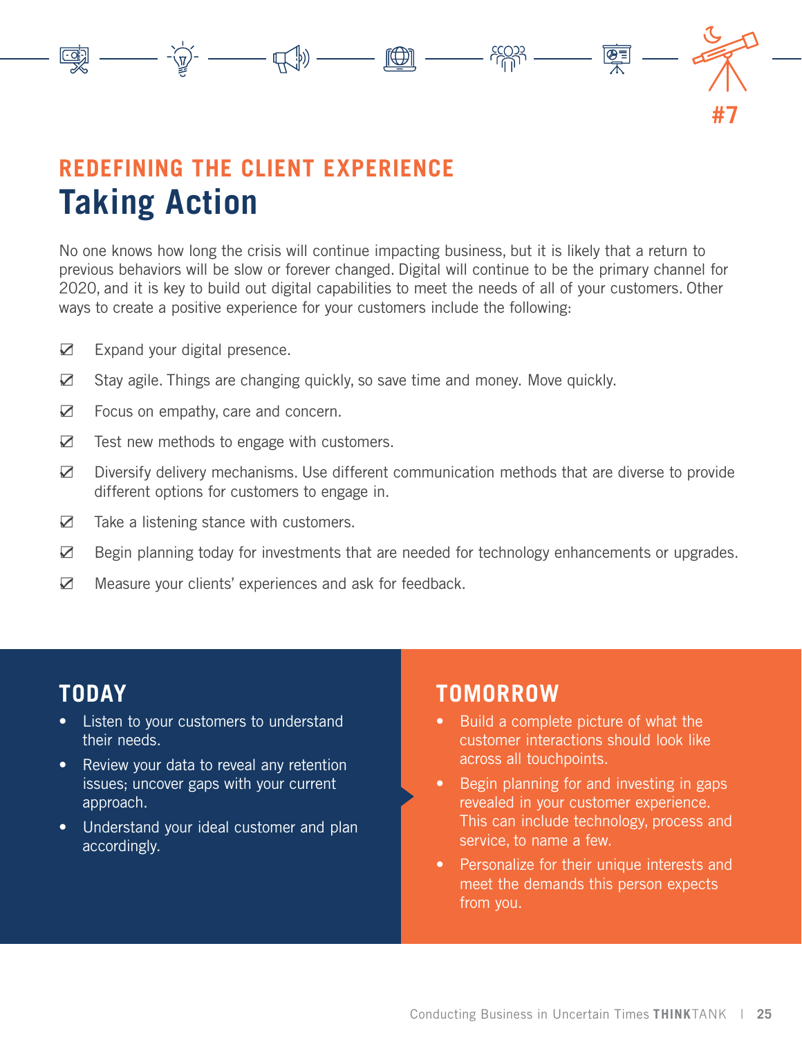#7

## REDEFINING THE CLIENT EXPERIENCE

# Taking Action

No one knows how long the crisis will continue impacting business, but it is likely that a return to previous behaviors will be slow or forever changed. Digital will continue to be the primary channel for 2020, and it is key to build out digital capabilities to meet the needs of all of your customers. Other ways to create a positive experience for your customers include the following:

- ☑ Expand your digital presence.
- ☑ Stay agile. Things are changing quickly, so save time and money. Move quickly.
- ☑ Focus on empathy, care and concern.
- ☑ Test new methods to engage with customers.
- ☑ Diversify delivery mechanisms. Use different communication methods that are diverse to provide different options for customers to engage in.
- ☑ Take a listening stance with customers.
- ☑ Begin planning today for investments that are needed for technology enhancements or upgrades.
- ☑ Measure your clients' experiences and ask for feedback.

## TODAY

- Listen to your customers to understand their needs.
- Review your data to reveal any retention issues; uncover gaps with your current approach.
- Understand your ideal customer and plan accordingly.

## TOMORROW

- Build a complete picture of what the customer interactions should look like across all touchpoints.
- Begin planning for and investing in gaps revealed in your customer experience. This can include technology, process and service, to name a few.
- Personalize for their unique interests and meet the demands this person expects from you.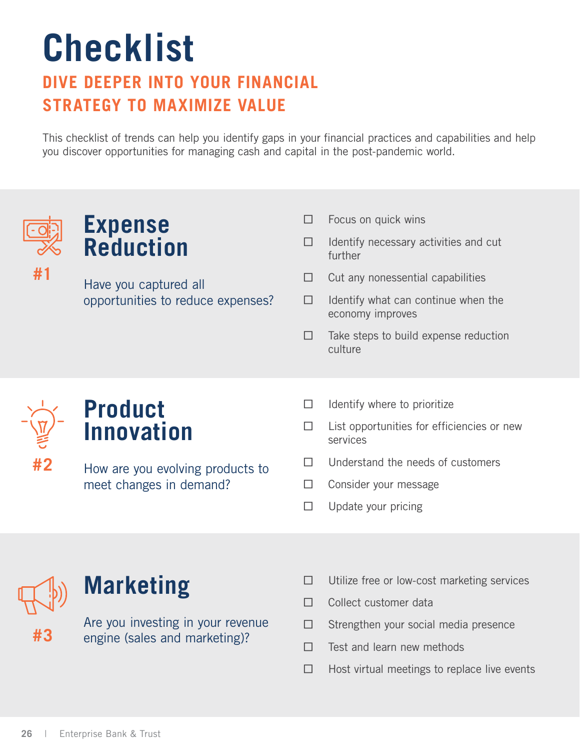# Checklist

## DIVE DEEPER INTO YOUR FINANCIAL STRATEGY TO MAXIMIZE VALUE

This checklist of trends can help you identify gaps in your financial practices and capabilities and help you discover opportunities for managing cash and capital in the post-pandemic world.

### #1 Expense Reduction

Have you captured all opportunities to reduce expenses?

- ☐ Focus on quick wins
- ☐ Identify necessary activities and cut further
- ☐ Cut any nonessential capabilities
- ☐ Identify what can continue when the economy improves
- ☐ Take steps to build expense reduction culture

### #2 Product Innovation

How are you evolving products to meet changes in demand?

- ☐ Identify where to prioritize
- ☐ List opportunities for efficiencies or new services
- ☐ Understand the needs of customers
- ☐ Consider your message
- ☐ Update your pricing

### #3 Marketing

Are you investing in your revenue engine (sales and marketing)?

- ☐ Utilize free or low-cost marketing services
- ☐ Collect customer data
- ☐ Strengthen your social media presence
- ☐ Test and learn new methods
- ☐ Host virtual meetings to replace live events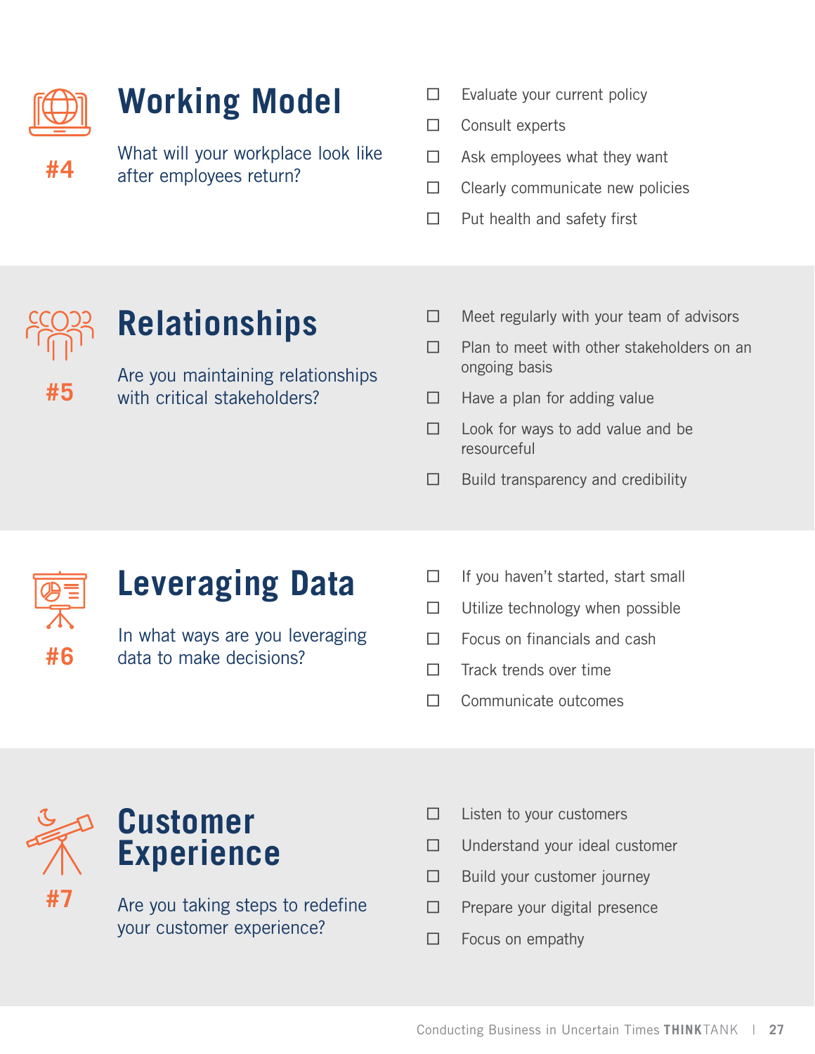## #4 Working Model

What will your workplace look like after employees return?

- ☐ Evaluate your current policy
- ☐ Consult experts
- ☐ Ask employees what they want
- ☐ Clearly communicate new policies
- ☐ Put health and safety first

## #5 Relationships

Are you maintaining relationships with critical stakeholders?

- ☐ Meet regularly with your team of advisors
- ☐ Plan to meet with other stakeholders on an ongoing basis
- ☐ Have a plan for adding value
- ☐ Look for ways to add value and be resourceful
- ☐ Build transparency and credibility

## #6 Leveraging Data

In what ways are you leveraging data to make decisions?

- ☐ If you haven't started, start small
- ☐ Utilize technology when possible
- ☐ Focus on financials and cash
- ☐ Track trends over time
- ☐ Communicate outcomes

## #7 Customer Experience

Are you taking steps to redefine your customer experience?

- ☐ Listen to your customers
- ☐ Understand your ideal customer
- ☐ Build your customer journey
- ☐ Prepare your digital presence
- ☐ Focus on empathy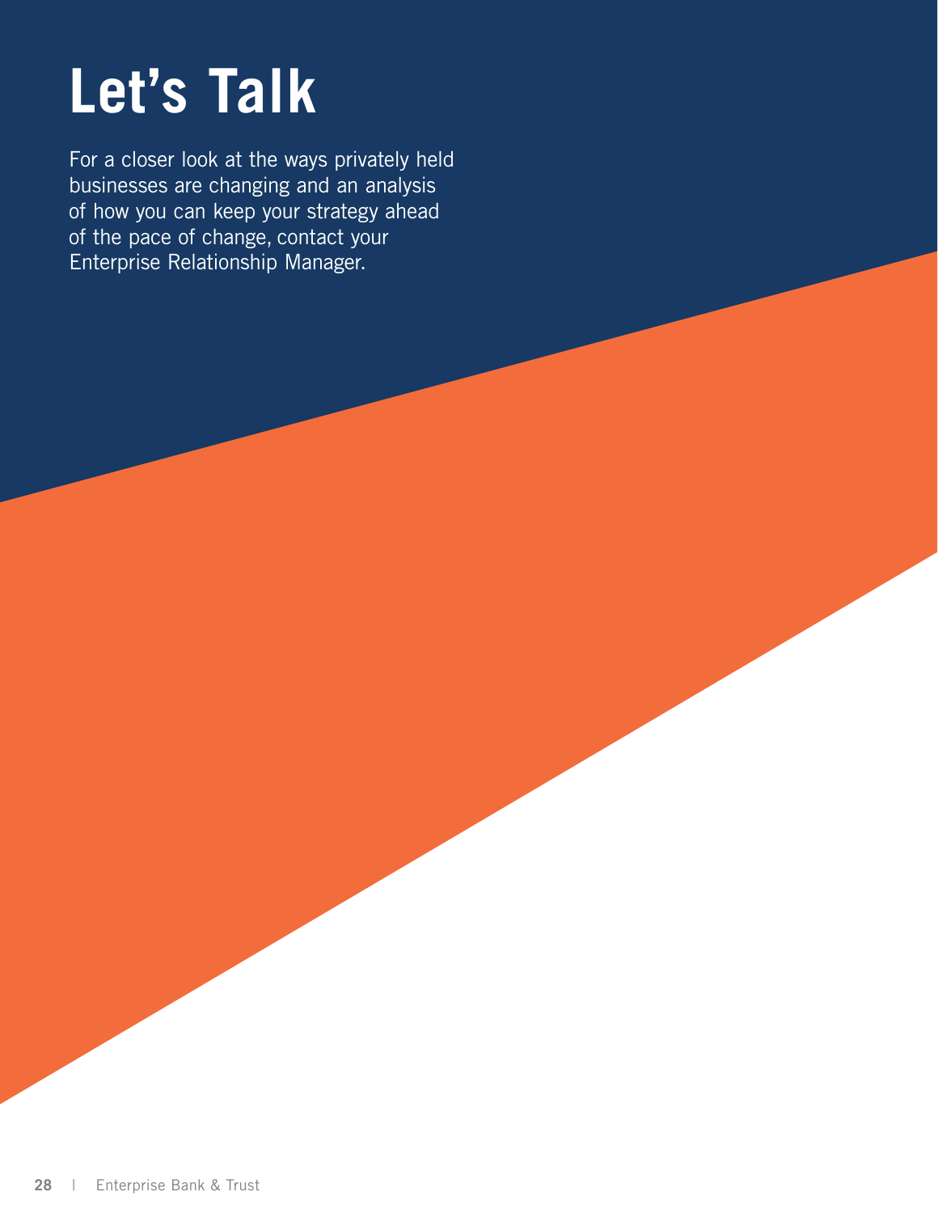# Let's Talk

For a closer look at the ways privately held businesses are changing and an analysis of how you can keep your strategy ahead of the pace of change, contact your Enterprise Relationship Manager.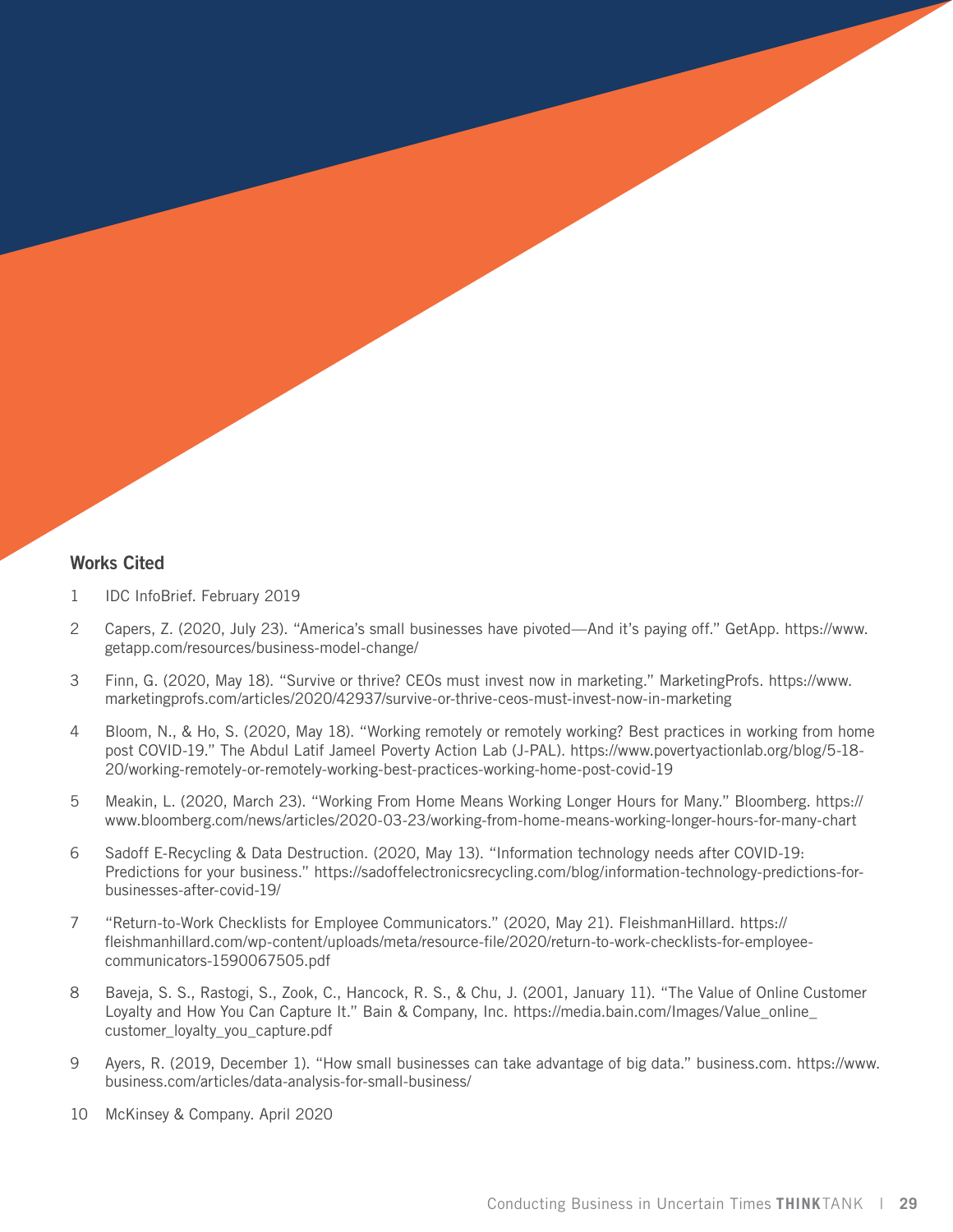## Works Cited

1 IDC InfoBrief. February 2019

2 Capers, Z. (2020, July 23). "America's small businesses have pivoted—And it's paying off." GetApp. https://www.getapp.com/resources/business-model-change/

3 Finn, G. (2020, May 18). "Survive or thrive? CEOs must invest now in marketing." MarketingProfs. https://www.marketingprofs.com/articles/2020/42937/survive-or-thrive-ceos-must-invest-now-in-marketing

4 Bloom, N., & Ho, S. (2020, May 18). "Working remotely or remotely working? Best practices in working from home post COVID-19." The Abdul Latif Jameel Poverty Action Lab (J-PAL). https://www.povertyactionlab.org/blog/5-18-20/working-remotely-or-remotely-working-best-practices-working-home-post-covid-19

5 Meakin, L. (2020, March 23). "Working From Home Means Working Longer Hours for Many." Bloomberg. https://www.bloomberg.com/news/articles/2020-03-23/working-from-home-means-working-longer-hours-for-many-chart

6 Sadoff E-Recycling & Data Destruction. (2020, May 13). "Information technology needs after COVID-19: Predictions for your business." https://sadoffelectronicsrecycling.com/blog/information-technology-predictions-for-businesses-after-covid-19/

7 "Return-to-Work Checklists for Employee Communicators." (2020, May 21). FleishmanHillard. https://fleishmanhillard.com/wp-content/uploads/meta/resource-file/2020/return-to-work-checklists-for-employee-communicators-1590067505.pdf

8 Baveja, S. S., Rastogi, S., Zook, C., Hancock, R. S., & Chu, J. (2001, January 11). "The Value of Online Customer Loyalty and How You Can Capture It." Bain & Company, Inc. https://media.bain.com/Images/Value_online_customer_loyalty_you_capture.pdf

9 Ayers, R. (2019, December 1). "How small businesses can take advantage of big data." business.com. https://www.business.com/articles/data-analysis-for-small-business/

10 McKinsey & Company. April 2020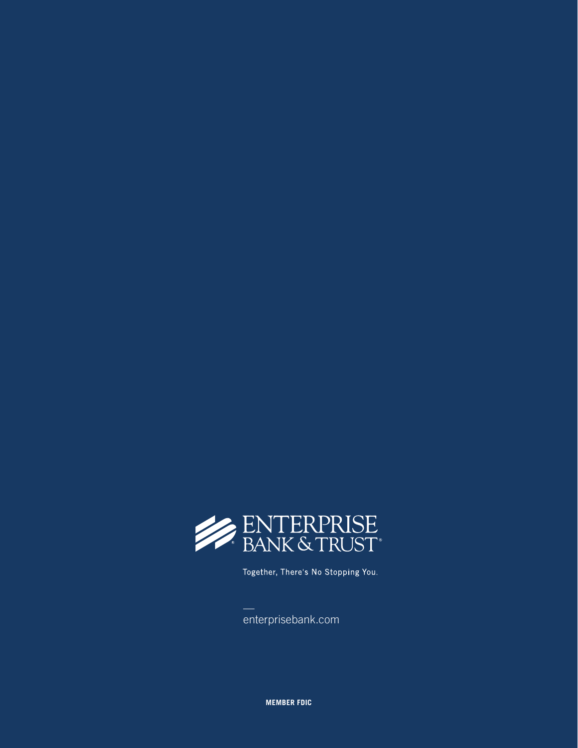ENTERPRISE BANK & TRUST®

Together, There's No Stopping You.

—
enterprisebank.com

**MEMBER FDIC**